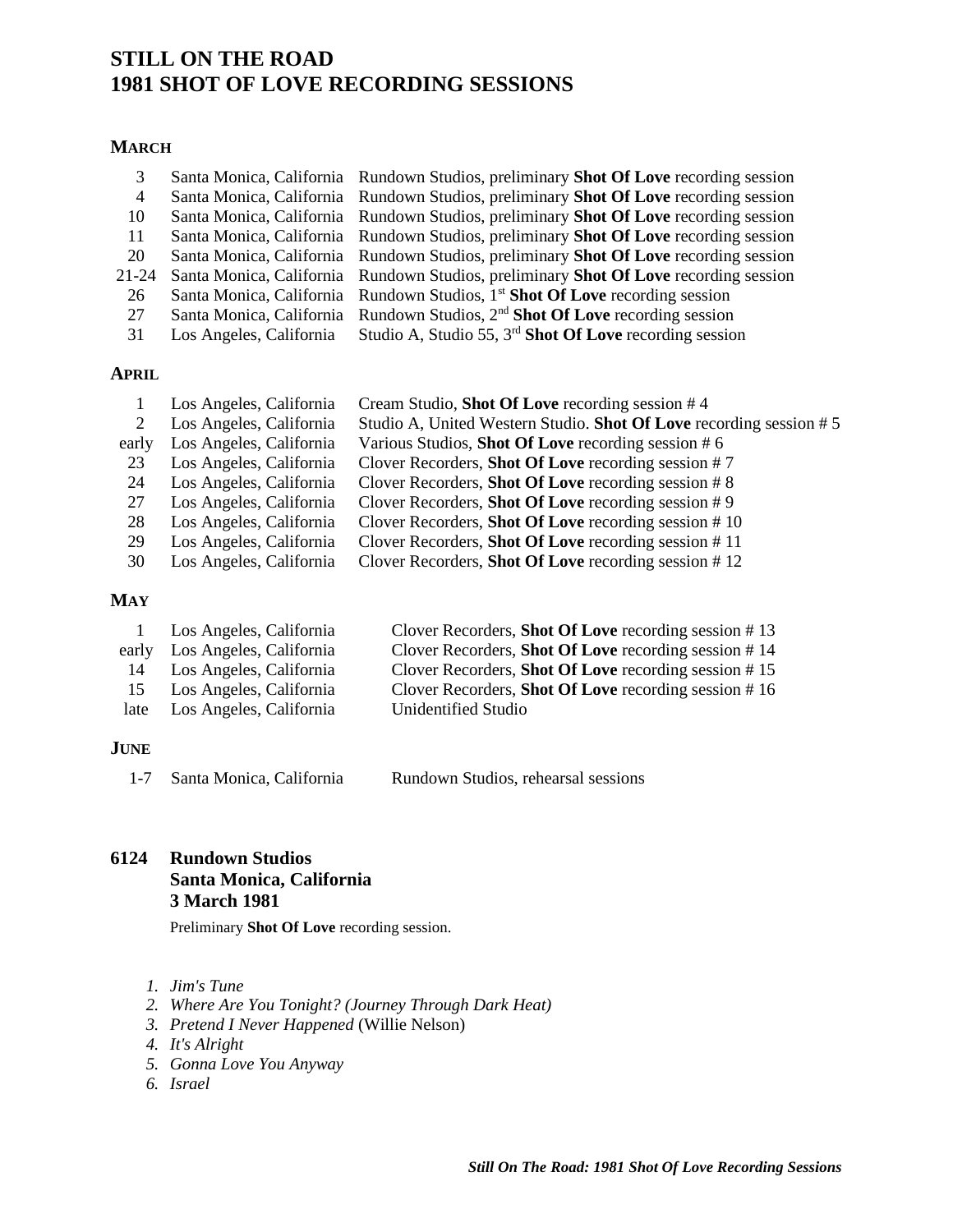# STILL ON THE ROAD
# 1981 SHOT OF LOVE RECORDING SESSIONS

### MARCH

| | | |
|---|---|---|
| 3 | Santa Monica, California | Rundown Studios, preliminary **Shot Of Love** recording session |
| 4 | Santa Monica, California | Rundown Studios, preliminary **Shot Of Love** recording session |
| 10 | Santa Monica, California | Rundown Studios, preliminary **Shot Of Love** recording session |
| 11 | Santa Monica, California | Rundown Studios, preliminary **Shot Of Love** recording session |
| 20 | Santa Monica, California | Rundown Studios, preliminary **Shot Of Love** recording session |
| 21-24 | Santa Monica, California | Rundown Studios, preliminary **Shot Of Love** recording session |
| 26 | Santa Monica, California | Rundown Studios, 1st **Shot Of Love** recording session |
| 27 | Santa Monica, California | Rundown Studios, 2nd **Shot Of Love** recording session |
| 31 | Los Angeles, California | Studio A, Studio 55, 3rd **Shot Of Love** recording session |

### APRIL

| | | |
|---|---|---|
| 1 | Los Angeles, California | Cream Studio, **Shot Of Love** recording session # 4 |
| 2 | Los Angeles, California | Studio A, United Western Studio. **Shot Of Love** recording session # 5 |
| early | Los Angeles, California | Various Studios, **Shot Of Love** recording session # 6 |
| 23 | Los Angeles, California | Clover Recorders, **Shot Of Love** recording session # 7 |
| 24 | Los Angeles, California | Clover Recorders, **Shot Of Love** recording session # 8 |
| 27 | Los Angeles, California | Clover Recorders, **Shot Of Love** recording session # 9 |
| 28 | Los Angeles, California | Clover Recorders, **Shot Of Love** recording session # 10 |
| 29 | Los Angeles, California | Clover Recorders, **Shot Of Love** recording session # 11 |
| 30 | Los Angeles, California | Clover Recorders, **Shot Of Love** recording session # 12 |

### MAY

| | | |
|---|---|---|
| 1 | Los Angeles, California | Clover Recorders, **Shot Of Love** recording session # 13 |
| early | Los Angeles, California | Clover Recorders, **Shot Of Love** recording session # 14 |
| 14 | Los Angeles, California | Clover Recorders, **Shot Of Love** recording session # 15 |
| 15 | Los Angeles, California | Clover Recorders, **Shot Of Love** recording session # 16 |
| late | Los Angeles, California | Unidentified Studio |

### JUNE

| | | |
|---|---|---|
| 1-7 | Santa Monica, California | Rundown Studios, rehearsal sessions |

## 6124 Rundown Studios
## Santa Monica, California
## 3 March 1981

Preliminary **Shot Of Love** recording session.

1. *Jim's Tune*
2. *Where Are You Tonight? (Journey Through Dark Heat)*
3. *Pretend I Never Happened* (Willie Nelson)
4. *It's Alright*
5. *Gonna Love You Anyway*
6. *Israel*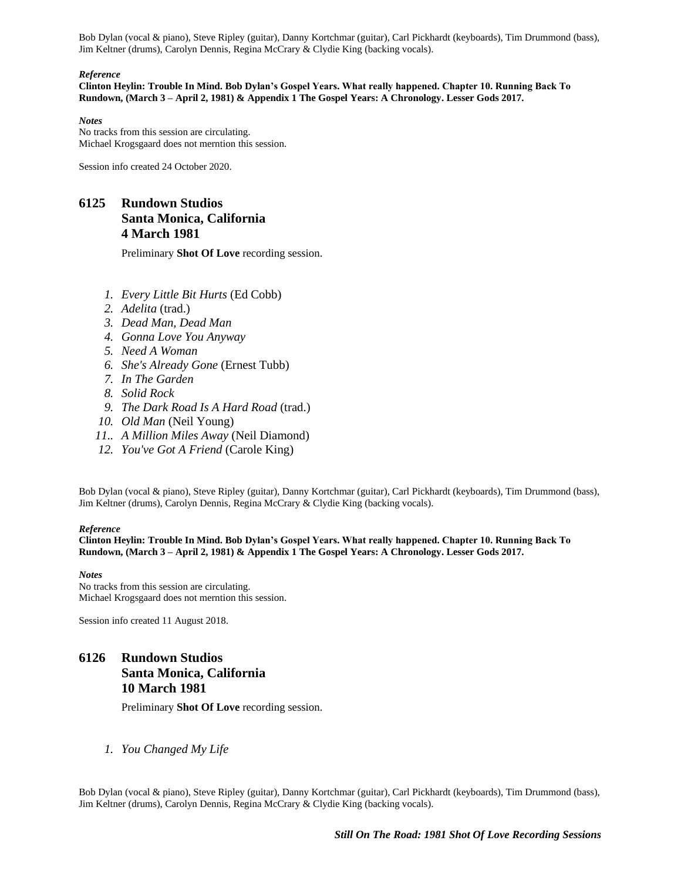Bob Dylan (vocal & piano), Steve Ripley (guitar), Danny Kortchmar (guitar), Carl Pickhardt (keyboards), Tim Drummond (bass), Jim Keltner (drums), Carolyn Dennis, Regina McCrary & Clydie King (backing vocals).

***Reference***

**Clinton Heylin: Trouble In Mind. Bob Dylan's Gospel Years. What really happened. Chapter 10. Running Back To Rundown, (March 3 – April 2, 1981) & Appendix 1 The Gospel Years: A Chronology. Lesser Gods 2017.**

***Notes***

No tracks from this session are circulating.
Michael Krogsgaard does not merntion this session.

Session info created 24 October 2020.

## 6125 Rundown Studios Santa Monica, California 4 March 1981

Preliminary **Shot Of Love** recording session.

1. *Every Little Bit Hurts* (Ed Cobb)
2. *Adelita* (trad.)
3. *Dead Man, Dead Man*
4. *Gonna Love You Anyway*
5. *Need A Woman*
6. *She's Already Gone* (Ernest Tubb)
7. *In The Garden*
8. *Solid Rock*
9. *The Dark Road Is A Hard Road* (trad.)
10. *Old Man* (Neil Young)
11. *A Million Miles Away* (Neil Diamond)
12. *You've Got A Friend* (Carole King)

Bob Dylan (vocal & piano), Steve Ripley (guitar), Danny Kortchmar (guitar), Carl Pickhardt (keyboards), Tim Drummond (bass), Jim Keltner (drums), Carolyn Dennis, Regina McCrary & Clydie King (backing vocals).

***Reference***

**Clinton Heylin: Trouble In Mind. Bob Dylan's Gospel Years. What really happened. Chapter 10. Running Back To Rundown, (March 3 – April 2, 1981) & Appendix 1 The Gospel Years: A Chronology. Lesser Gods 2017.**

***Notes***

No tracks from this session are circulating.
Michael Krogsgaard does not merntion this session.

Session info created 11 August 2018.

## 6126 Rundown Studios Santa Monica, California 10 March 1981

Preliminary **Shot Of Love** recording session.

1. *You Changed My Life*

Bob Dylan (vocal & piano), Steve Ripley (guitar), Danny Kortchmar (guitar), Carl Pickhardt (keyboards), Tim Drummond (bass), Jim Keltner (drums), Carolyn Dennis, Regina McCrary & Clydie King (backing vocals).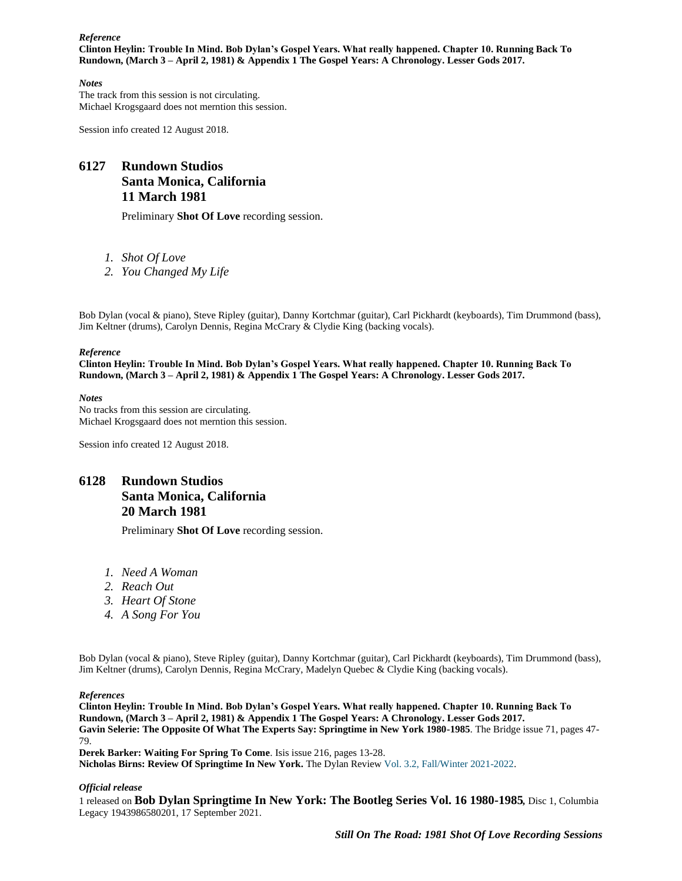*Reference*
**Clinton Heylin: Trouble In Mind. Bob Dylan's Gospel Years. What really happened. Chapter 10. Running Back To Rundown, (March 3 – April 2, 1981) & Appendix 1 The Gospel Years: A Chronology. Lesser Gods 2017.**

*Notes*
The track from this session is not circulating.
Michael Krogsgaard does not merntion this session.

Session info created 12 August 2018.

## 6127 Rundown Studios Santa Monica, California 11 March 1981

Preliminary **Shot Of Love** recording session.

1. *Shot Of Love*
2. *You Changed My Life*

Bob Dylan (vocal & piano), Steve Ripley (guitar), Danny Kortchmar (guitar), Carl Pickhardt (keyboards), Tim Drummond (bass), Jim Keltner (drums), Carolyn Dennis, Regina McCrary & Clydie King (backing vocals).

*Reference*
**Clinton Heylin: Trouble In Mind. Bob Dylan's Gospel Years. What really happened. Chapter 10. Running Back To Rundown, (March 3 – April 2, 1981) & Appendix 1 The Gospel Years: A Chronology. Lesser Gods 2017.**

*Notes*
No tracks from this session are circulating.
Michael Krogsgaard does not merntion this session.

Session info created 12 August 2018.

## 6128 Rundown Studios Santa Monica, California 20 March 1981

Preliminary **Shot Of Love** recording session.

1. *Need A Woman*
2. *Reach Out*
3. *Heart Of Stone*
4. *A Song For You*

Bob Dylan (vocal & piano), Steve Ripley (guitar), Danny Kortchmar (guitar), Carl Pickhardt (keyboards), Tim Drummond (bass), Jim Keltner (drums), Carolyn Dennis, Regina McCrary, Madelyn Quebec & Clydie King (backing vocals).

*References*
**Clinton Heylin: Trouble In Mind. Bob Dylan's Gospel Years. What really happened. Chapter 10. Running Back To Rundown, (March 3 – April 2, 1981) & Appendix 1 The Gospel Years: A Chronology. Lesser Gods 2017.**
**Gavin Selerie: The Opposite Of What The Experts Say: Springtime in New York 1980-1985**. The Bridge issue 71, pages 47-79.
**Derek Barker: Waiting For Spring To Come**. Isis issue 216, pages 13-28.
**Nicholas Birns: Review Of Springtime In New York.** The Dylan Review Vol. 3.2, Fall/Winter 2021-2022.

*Official release*
1 released on **Bob Dylan Springtime In New York: The Bootleg Series Vol. 16 1980-1985**, Disc 1, Columbia Legacy 1943986580201, 17 September 2021.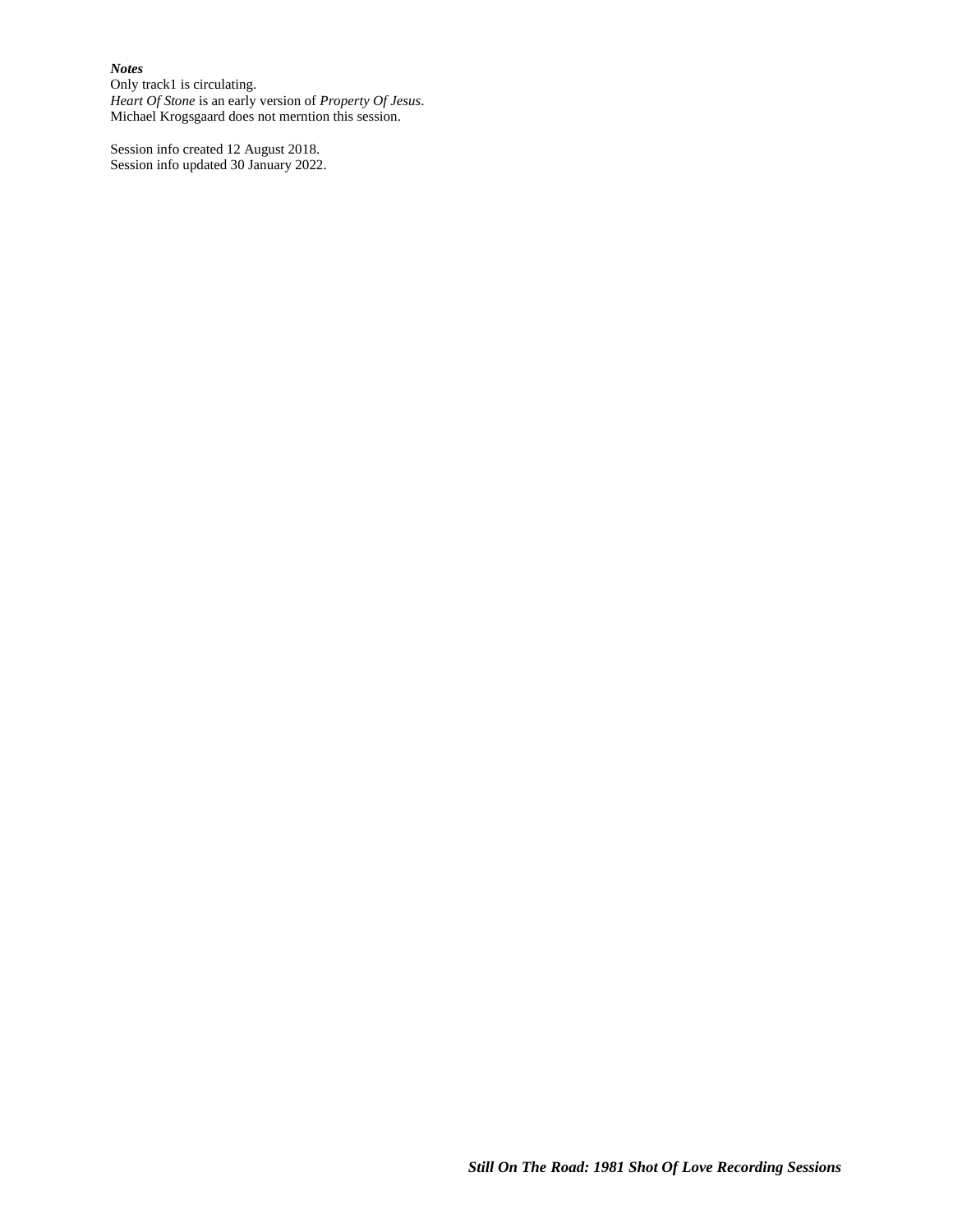***Notes***
Only track1 is circulating.
*Heart Of Stone* is an early version of *Property Of Jesus*.
Michael Krogsgaard does not merntion this session.

Session info created 12 August 2018.
Session info updated 30 January 2022.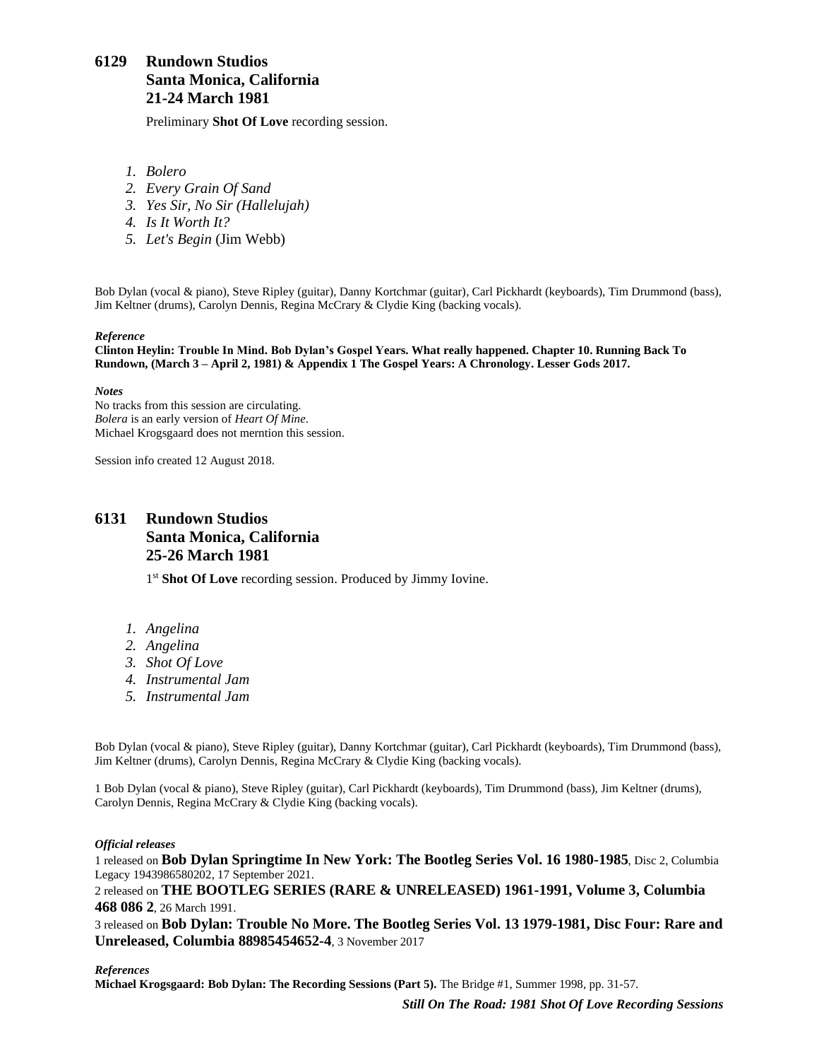## 6129 Rundown Studios
## Santa Monica, California
## 21-24 March 1981

Preliminary **Shot Of Love** recording session.

1. *Bolero*
2. *Every Grain Of Sand*
3. *Yes Sir, No Sir (Hallelujah)*
4. *Is It Worth It?*
5. *Let's Begin* (Jim Webb)

Bob Dylan (vocal & piano), Steve Ripley (guitar), Danny Kortchmar (guitar), Carl Pickhardt (keyboards), Tim Drummond (bass), Jim Keltner (drums), Carolyn Dennis, Regina McCrary & Clydie King (backing vocals).

***Reference***

**Clinton Heylin: Trouble In Mind. Bob Dylan's Gospel Years. What really happened. Chapter 10. Running Back To Rundown, (March 3 – April 2, 1981) & Appendix 1 The Gospel Years: A Chronology. Lesser Gods 2017.**

***Notes***

No tracks from this session are circulating.
*Bolera* is an early version of *Heart Of Mine*.
Michael Krogsgaard does not merntion this session.

Session info created 12 August 2018.

## 6131 Rundown Studios
## Santa Monica, California
## 25-26 March 1981

1st **Shot Of Love** recording session. Produced by Jimmy Iovine.

1. *Angelina*
2. *Angelina*
3. *Shot Of Love*
4. *Instrumental Jam*
5. *Instrumental Jam*

Bob Dylan (vocal & piano), Steve Ripley (guitar), Danny Kortchmar (guitar), Carl Pickhardt (keyboards), Tim Drummond (bass), Jim Keltner (drums), Carolyn Dennis, Regina McCrary & Clydie King (backing vocals).

1 Bob Dylan (vocal & piano), Steve Ripley (guitar), Carl Pickhardt (keyboards), Tim Drummond (bass), Jim Keltner (drums), Carolyn Dennis, Regina McCrary & Clydie King (backing vocals).

***Official releases***

1 released on **Bob Dylan Springtime In New York: The Bootleg Series Vol. 16 1980-1985**, Disc 2, Columbia Legacy 1943986580202, 17 September 2021.
2 released on **THE BOOTLEG SERIES (RARE & UNRELEASED) 1961-1991, Volume 3, Columbia 468 086 2**, 26 March 1991.
3 released on **Bob Dylan: Trouble No More. The Bootleg Series Vol. 13 1979-1981, Disc Four: Rare and Unreleased, Columbia 88985454652-4**, 3 November 2017

***References***

**Michael Krogsgaard: Bob Dylan: The Recording Sessions (Part 5).** The Bridge #1, Summer 1998, pp. 31-57.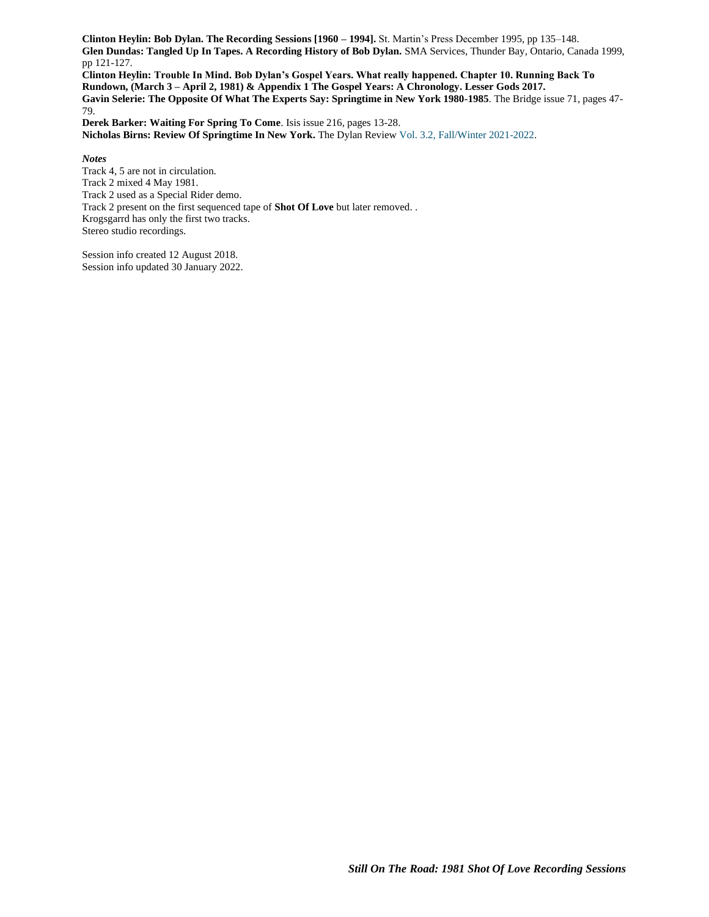**Clinton Heylin: Bob Dylan. The Recording Sessions [1960 – 1994].** St. Martin's Press December 1995, pp 135–148.
**Glen Dundas: Tangled Up In Tapes. A Recording History of Bob Dylan.** SMA Services, Thunder Bay, Ontario, Canada 1999, pp 121-127.
**Clinton Heylin: Trouble In Mind. Bob Dylan's Gospel Years. What really happened. Chapter 10. Running Back To Rundown, (March 3 – April 2, 1981) & Appendix 1 The Gospel Years: A Chronology. Lesser Gods 2017.**
**Gavin Selerie: The Opposite Of What The Experts Say: Springtime in New York 1980-1985**. The Bridge issue 71, pages 47-79.
**Derek Barker: Waiting For Spring To Come**. Isis issue 216, pages 13-28.
**Nicholas Birns: Review Of Springtime In New York.** The Dylan Review Vol. 3.2, Fall/Winter 2021-2022.

*Notes*
Track 4, 5 are not in circulation.
Track 2 mixed 4 May 1981.
Track 2 used as a Special Rider demo.
Track 2 present on the first sequenced tape of **Shot Of Love** but later removed. .
Krogsgarrd has only the first two tracks.
Stereo studio recordings.

Session info created 12 August 2018.
Session info updated 30 January 2022.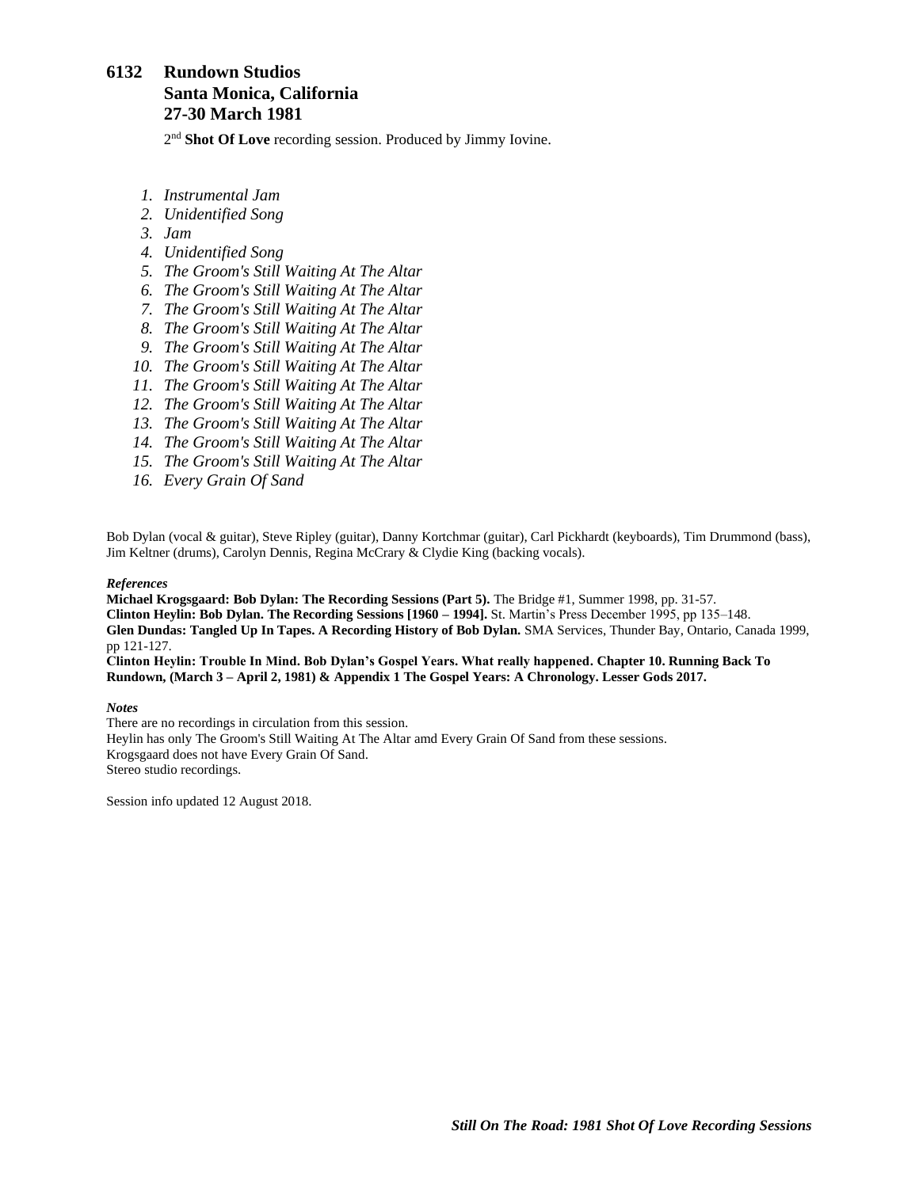## 6132 Rundown Studios
## Santa Monica, California
## 27-30 March 1981

2nd **Shot Of Love** recording session. Produced by Jimmy Iovine.

1. *Instrumental Jam*
2. *Unidentified Song*
3. *Jam*
4. *Unidentified Song*
5. *The Groom's Still Waiting At The Altar*
6. *The Groom's Still Waiting At The Altar*
7. *The Groom's Still Waiting At The Altar*
8. *The Groom's Still Waiting At The Altar*
9. *The Groom's Still Waiting At The Altar*
10. *The Groom's Still Waiting At The Altar*
11. *The Groom's Still Waiting At The Altar*
12. *The Groom's Still Waiting At The Altar*
13. *The Groom's Still Waiting At The Altar*
14. *The Groom's Still Waiting At The Altar*
15. *The Groom's Still Waiting At The Altar*
16. *Every Grain Of Sand*

Bob Dylan (vocal & guitar), Steve Ripley (guitar), Danny Kortchmar (guitar), Carl Pickhardt (keyboards), Tim Drummond (bass), Jim Keltner (drums), Carolyn Dennis, Regina McCrary & Clydie King (backing vocals).

***References***

**Michael Krogsgaard: Bob Dylan: The Recording Sessions (Part 5).** The Bridge #1, Summer 1998, pp. 31-57.
**Clinton Heylin: Bob Dylan. The Recording Sessions [1960 – 1994].** St. Martin's Press December 1995, pp 135–148.
**Glen Dundas: Tangled Up In Tapes. A Recording History of Bob Dylan.** SMA Services, Thunder Bay, Ontario, Canada 1999, pp 121-127.
**Clinton Heylin: Trouble In Mind. Bob Dylan's Gospel Years. What really happened. Chapter 10. Running Back To Rundown, (March 3 – April 2, 1981) & Appendix 1 The Gospel Years: A Chronology. Lesser Gods 2017.**

***Notes***

There are no recordings in circulation from this session.
Heylin has only The Groom's Still Waiting At The Altar amd Every Grain Of Sand from these sessions.
Krogsgaard does not have Every Grain Of Sand.
Stereo studio recordings.

Session info updated 12 August 2018.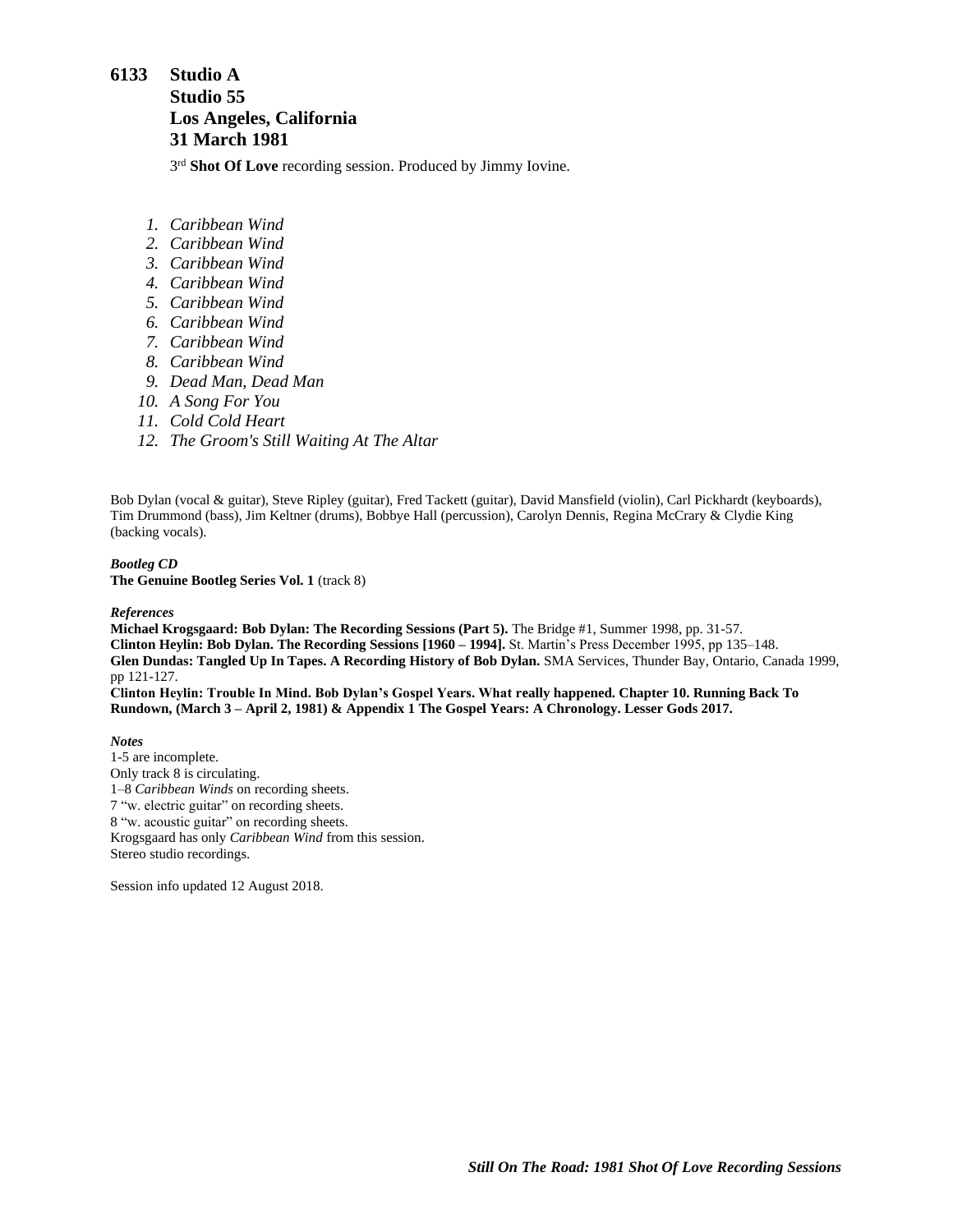## 6133 Studio A
## Studio 55
## Los Angeles, California
## 31 March 1981

3rd **Shot Of Love** recording session. Produced by Jimmy Iovine.

1. *Caribbean Wind*
2. *Caribbean Wind*
3. *Caribbean Wind*
4. *Caribbean Wind*
5. *Caribbean Wind*
6. *Caribbean Wind*
7. *Caribbean Wind*
8. *Caribbean Wind*
9. *Dead Man, Dead Man*
10. *A Song For You*
11. *Cold Cold Heart*
12. *The Groom's Still Waiting At The Altar*

Bob Dylan (vocal & guitar), Steve Ripley (guitar), Fred Tackett (guitar), David Mansfield (violin), Carl Pickhardt (keyboards), Tim Drummond (bass), Jim Keltner (drums), Bobbye Hall (percussion), Carolyn Dennis, Regina McCrary & Clydie King (backing vocals).

***Bootleg CD***
**The Genuine Bootleg Series Vol. 1** (track 8)

***References***
**Michael Krogsgaard: Bob Dylan: The Recording Sessions (Part 5).** The Bridge #1, Summer 1998, pp. 31-57.
**Clinton Heylin: Bob Dylan. The Recording Sessions [1960 – 1994].** St. Martin's Press December 1995, pp 135–148.
**Glen Dundas: Tangled Up In Tapes. A Recording History of Bob Dylan.** SMA Services, Thunder Bay, Ontario, Canada 1999, pp 121-127.
**Clinton Heylin: Trouble In Mind. Bob Dylan's Gospel Years. What really happened. Chapter 10. Running Back To Rundown, (March 3 – April 2, 1981) & Appendix 1 The Gospel Years: A Chronology. Lesser Gods 2017.**

***Notes***
1-5 are incomplete.
Only track 8 is circulating.
1–8 *Caribbean Winds* on recording sheets.
7 "w. electric guitar" on recording sheets.
8 "w. acoustic guitar" on recording sheets.
Krogsgaard has only *Caribbean Wind* from this session.
Stereo studio recordings.

Session info updated 12 August 2018.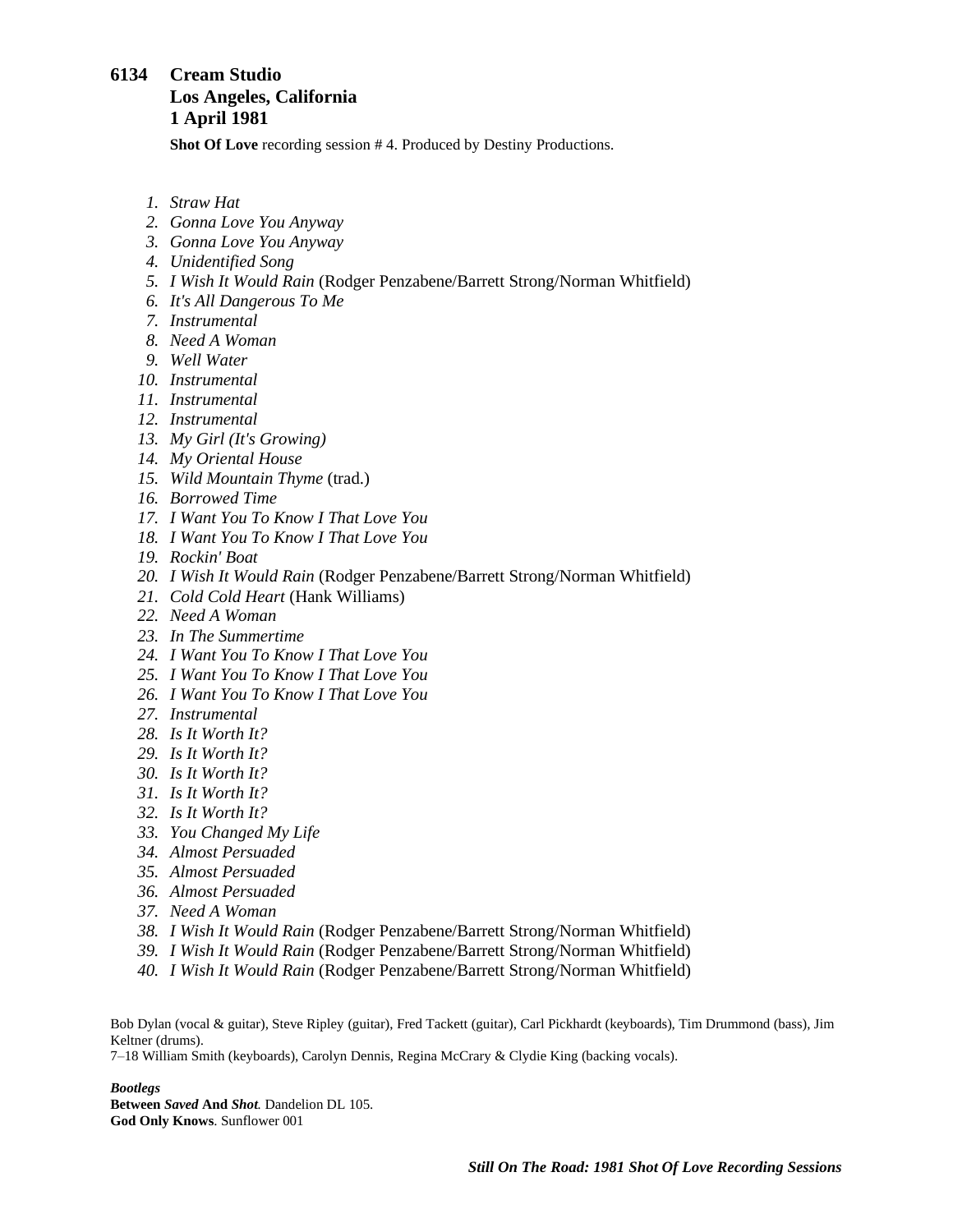# 6134 Cream Studio
## Los Angeles, California
## 1 April 1981

**Shot Of Love** recording session # 4. Produced by Destiny Productions.

1. *Straw Hat*
2. *Gonna Love You Anyway*
3. *Gonna Love You Anyway*
4. *Unidentified Song*
5. *I Wish It Would Rain* (Rodger Penzabene/Barrett Strong/Norman Whitfield)
6. *It's All Dangerous To Me*
7. *Instrumental*
8. *Need A Woman*
9. *Well Water*
10. *Instrumental*
11. *Instrumental*
12. *Instrumental*
13. *My Girl (It's Growing)*
14. *My Oriental House*
15. *Wild Mountain Thyme* (trad.)
16. *Borrowed Time*
17. *I Want You To Know I That Love You*
18. *I Want You To Know I That Love You*
19. *Rockin' Boat*
20. *I Wish It Would Rain* (Rodger Penzabene/Barrett Strong/Norman Whitfield)
21. *Cold Cold Heart* (Hank Williams)
22. *Need A Woman*
23. *In The Summertime*
24. *I Want You To Know I That Love You*
25. *I Want You To Know I That Love You*
26. *I Want You To Know I That Love You*
27. *Instrumental*
28. *Is It Worth It?*
29. *Is It Worth It?*
30. *Is It Worth It?*
31. *Is It Worth It?*
32. *Is It Worth It?*
33. *You Changed My Life*
34. *Almost Persuaded*
35. *Almost Persuaded*
36. *Almost Persuaded*
37. *Need A Woman*
38. *I Wish It Would Rain* (Rodger Penzabene/Barrett Strong/Norman Whitfield)
39. *I Wish It Would Rain* (Rodger Penzabene/Barrett Strong/Norman Whitfield)
40. *I Wish It Would Rain* (Rodger Penzabene/Barrett Strong/Norman Whitfield)

Bob Dylan (vocal & guitar), Steve Ripley (guitar), Fred Tackett (guitar), Carl Pickhardt (keyboards), Tim Drummond (bass), Jim Keltner (drums).
7–18 William Smith (keyboards), Carolyn Dennis, Regina McCrary & Clydie King (backing vocals).

***Bootlegs***
**Between *Saved* And *Shot*.** Dandelion DL 105.
**God Only Knows**. Sunflower 001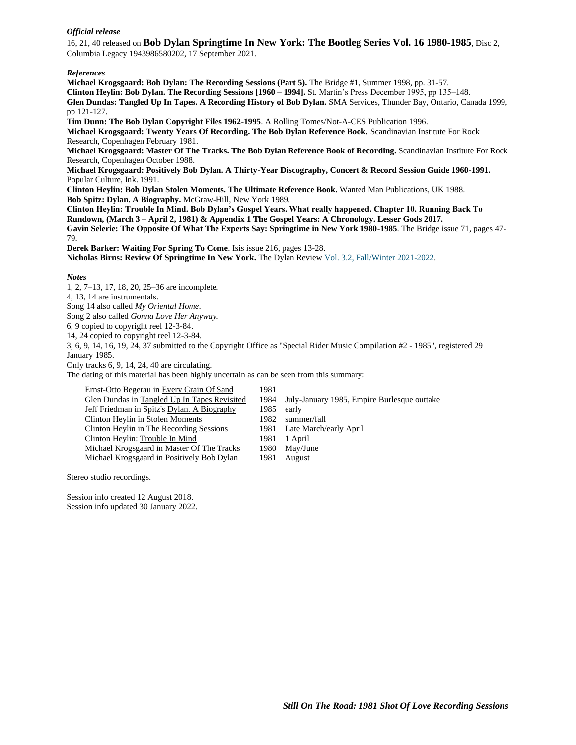*Official release*

16, 21, 40 released on **Bob Dylan Springtime In New York: The Bootleg Series Vol. 16 1980-1985**, Disc 2, Columbia Legacy 1943986580202, 17 September 2021.

*References*

**Michael Krogsgaard: Bob Dylan: The Recording Sessions (Part 5).** The Bridge #1, Summer 1998, pp. 31-57.
**Clinton Heylin: Bob Dylan. The Recording Sessions [1960 – 1994].** St. Martin's Press December 1995, pp 135–148.
**Glen Dundas: Tangled Up In Tapes. A Recording History of Bob Dylan.** SMA Services, Thunder Bay, Ontario, Canada 1999, pp 121-127.
**Tim Dunn: The Bob Dylan Copyright Files 1962-1995**. A Rolling Tomes/Not-A-CES Publication 1996.
**Michael Krogsgaard: Twenty Years Of Recording. The Bob Dylan Reference Book.** Scandinavian Institute For Rock Research, Copenhagen February 1981.
**Michael Krogsgaard: Master Of The Tracks. The Bob Dylan Reference Book of Recording.** Scandinavian Institute For Rock Research, Copenhagen October 1988.
**Michael Krogsgaard: Positively Bob Dylan. A Thirty-Year Discography, Concert & Record Session Guide 1960-1991.** Popular Culture, Ink. 1991.
**Clinton Heylin: Bob Dylan Stolen Moments. The Ultimate Reference Book.** Wanted Man Publications, UK 1988.
**Bob Spitz: Dylan. A Biography.** McGraw-Hill, New York 1989.
**Clinton Heylin: Trouble In Mind. Bob Dylan's Gospel Years. What really happened. Chapter 10. Running Back To Rundown, (March 3 – April 2, 1981) & Appendix 1 The Gospel Years: A Chronology. Lesser Gods 2017.**
**Gavin Selerie: The Opposite Of What The Experts Say: Springtime in New York 1980-1985**. The Bridge issue 71, pages 47-79.
**Derek Barker: Waiting For Spring To Come**. Isis issue 216, pages 13-28.
**Nicholas Birns: Review Of Springtime In New York.** The Dylan Review Vol. 3.2, Fall/Winter 2021-2022.

*Notes*

1, 2, 7–13, 17, 18, 20, 25–36 are incomplete.
4, 13, 14 are instrumentals.
Song 14 also called *My Oriental Home*.
Song 2 also called *Gonna Love Her Anyway*.
6, 9 copied to copyright reel 12-3-84.
14, 24 copied to copyright reel 12-3-84.
3, 6, 9, 14, 16, 19, 24, 37 submitted to the Copyright Office as "Special Rider Music Compilation #2 - 1985", registered 29 January 1985.
Only tracks 6, 9, 14, 24, 40 are circulating.
The dating of this material has been highly uncertain as can be seen from this summary:

| | | |
|---|---|---|
| Ernst-Otto Begerau in Every Grain Of Sand | 1981 | |
| Glen Dundas in Tangled Up In Tapes Revisited | 1984 | July-January 1985, Empire Burlesque outtake |
| Jeff Friedman in Spitz's Dylan. A Biography | 1985 | early |
| Clinton Heylin in Stolen Moments | 1982 | summer/fall |
| Clinton Heylin in The Recording Sessions | 1981 | Late March/early April |
| Clinton Heylin: Trouble In Mind | 1981 | 1 April |
| Michael Krogsgaard in Master Of The Tracks | 1980 | May/June |
| Michael Krogsgaard in Positively Bob Dylan | 1981 | August |

Stereo studio recordings.

Session info created 12 August 2018.
Session info updated 30 January 2022.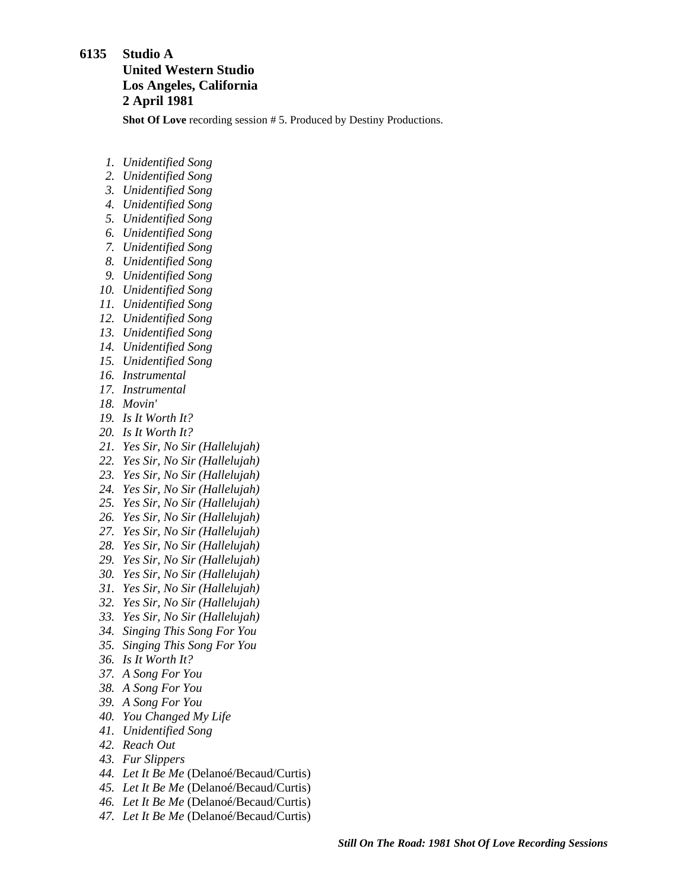**6135 Studio A**
**United Western Studio**
**Los Angeles, California**
**2 April 1981**

**Shot Of Love** recording session # 5. Produced by Destiny Productions.

1. *Unidentified Song*
2. *Unidentified Song*
3. *Unidentified Song*
4. *Unidentified Song*
5. *Unidentified Song*
6. *Unidentified Song*
7. *Unidentified Song*
8. *Unidentified Song*
9. *Unidentified Song*
10. *Unidentified Song*
11. *Unidentified Song*
12. *Unidentified Song*
13. *Unidentified Song*
14. *Unidentified Song*
15. *Unidentified Song*
16. *Instrumental*
17. *Instrumental*
18. *Movin'*
19. *Is It Worth It?*
20. *Is It Worth It?*
21. *Yes Sir, No Sir (Hallelujah)*
22. *Yes Sir, No Sir (Hallelujah)*
23. *Yes Sir, No Sir (Hallelujah)*
24. *Yes Sir, No Sir (Hallelujah)*
25. *Yes Sir, No Sir (Hallelujah)*
26. *Yes Sir, No Sir (Hallelujah)*
27. *Yes Sir, No Sir (Hallelujah)*
28. *Yes Sir, No Sir (Hallelujah)*
29. *Yes Sir, No Sir (Hallelujah)*
30. *Yes Sir, No Sir (Hallelujah)*
31. *Yes Sir, No Sir (Hallelujah)*
32. *Yes Sir, No Sir (Hallelujah)*
33. *Yes Sir, No Sir (Hallelujah)*
34. *Singing This Song For You*
35. *Singing This Song For You*
36. *Is It Worth It?*
37. *A Song For You*
38. *A Song For You*
39. *A Song For You*
40. *You Changed My Life*
41. *Unidentified Song*
42. *Reach Out*
43. *Fur Slippers*
44. *Let It Be Me* (Delanoé/Becaud/Curtis)
45. *Let It Be Me* (Delanoé/Becaud/Curtis)
46. *Let It Be Me* (Delanoé/Becaud/Curtis)
47. *Let It Be Me* (Delanoé/Becaud/Curtis)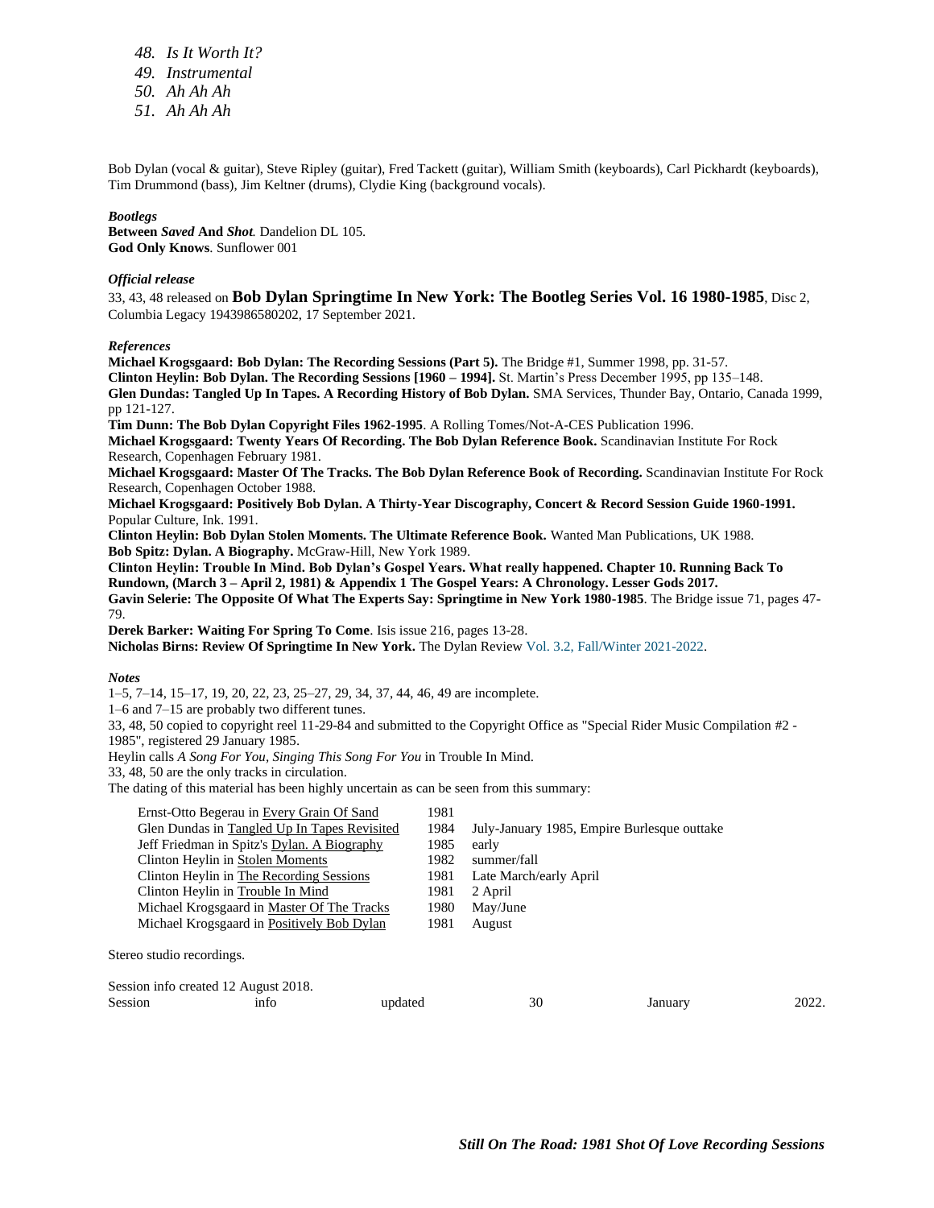48. *Is It Worth It?*
49. *Instrumental*
50. *Ah Ah Ah*
51. *Ah Ah Ah*

Bob Dylan (vocal & guitar), Steve Ripley (guitar), Fred Tackett (guitar), William Smith (keyboards), Carl Pickhardt (keyboards), Tim Drummond (bass), Jim Keltner (drums), Clydie King (background vocals).

***Bootlegs***

**Between *Saved* And *Shot*.** Dandelion DL 105.
**God Only Knows**. Sunflower 001

***Official release***

33, 43, 48 released on **Bob Dylan Springtime In New York: The Bootleg Series Vol. 16 1980-1985**, Disc 2, Columbia Legacy 1943986580202, 17 September 2021.

***References***

**Michael Krogsgaard: Bob Dylan: The Recording Sessions (Part 5).** The Bridge #1, Summer 1998, pp. 31-57.
**Clinton Heylin: Bob Dylan. The Recording Sessions [1960 – 1994].** St. Martin's Press December 1995, pp 135–148.
**Glen Dundas: Tangled Up In Tapes. A Recording History of Bob Dylan.** SMA Services, Thunder Bay, Ontario, Canada 1999, pp 121-127.
**Tim Dunn: The Bob Dylan Copyright Files 1962-1995**. A Rolling Tomes/Not-A-CES Publication 1996.
**Michael Krogsgaard: Twenty Years Of Recording. The Bob Dylan Reference Book.** Scandinavian Institute For Rock Research, Copenhagen February 1981.
**Michael Krogsgaard: Master Of The Tracks. The Bob Dylan Reference Book of Recording.** Scandinavian Institute For Rock Research, Copenhagen October 1988.
**Michael Krogsgaard: Positively Bob Dylan. A Thirty-Year Discography, Concert & Record Session Guide 1960-1991.** Popular Culture, Ink. 1991.
**Clinton Heylin: Bob Dylan Stolen Moments. The Ultimate Reference Book.** Wanted Man Publications, UK 1988.
**Bob Spitz: Dylan. A Biography.** McGraw-Hill, New York 1989.
**Clinton Heylin: Trouble In Mind. Bob Dylan's Gospel Years. What really happened. Chapter 10. Running Back To Rundown, (March 3 – April 2, 1981) & Appendix 1 The Gospel Years: A Chronology. Lesser Gods 2017.**
**Gavin Selerie: The Opposite Of What The Experts Say: Springtime in New York 1980-1985**. The Bridge issue 71, pages 47-79.
**Derek Barker: Waiting For Spring To Come**. Isis issue 216, pages 13-28.
**Nicholas Birns: Review Of Springtime In New York.** The Dylan Review Vol. 3.2, Fall/Winter 2021-2022.

***Notes***

1–5, 7–14, 15–17, 19, 20, 22, 23, 25–27, 29, 34, 37, 44, 46, 49 are incomplete.
1–6 and 7–15 are probably two different tunes.
33, 48, 50 copied to copyright reel 11-29-84 and submitted to the Copyright Office as "Special Rider Music Compilation #2 - 1985", registered 29 January 1985.
Heylin calls *A Song For You, Singing This Song For You* in Trouble In Mind.
33, 48, 50 are the only tracks in circulation.
The dating of this material has been highly uncertain as can be seen from this summary:

| | | |
|---|---|---|
| Ernst-Otto Begerau in Every Grain Of Sand | 1981 | |
| Glen Dundas in Tangled Up In Tapes Revisited | 1984 | July-January 1985, Empire Burlesque outtake |
| Jeff Friedman in Spitz's Dylan. A Biography | 1985 | early |
| Clinton Heylin in Stolen Moments | 1982 | summer/fall |
| Clinton Heylin in The Recording Sessions | 1981 | Late March/early April |
| Clinton Heylin in Trouble In Mind | 1981 | 2 April |
| Michael Krogsgaard in Master Of The Tracks | 1980 | May/June |
| Michael Krogsgaard in Positively Bob Dylan | 1981 | August |

Stereo studio recordings.

Session info created 12 August 2018.
Session info updated 30 January 2022.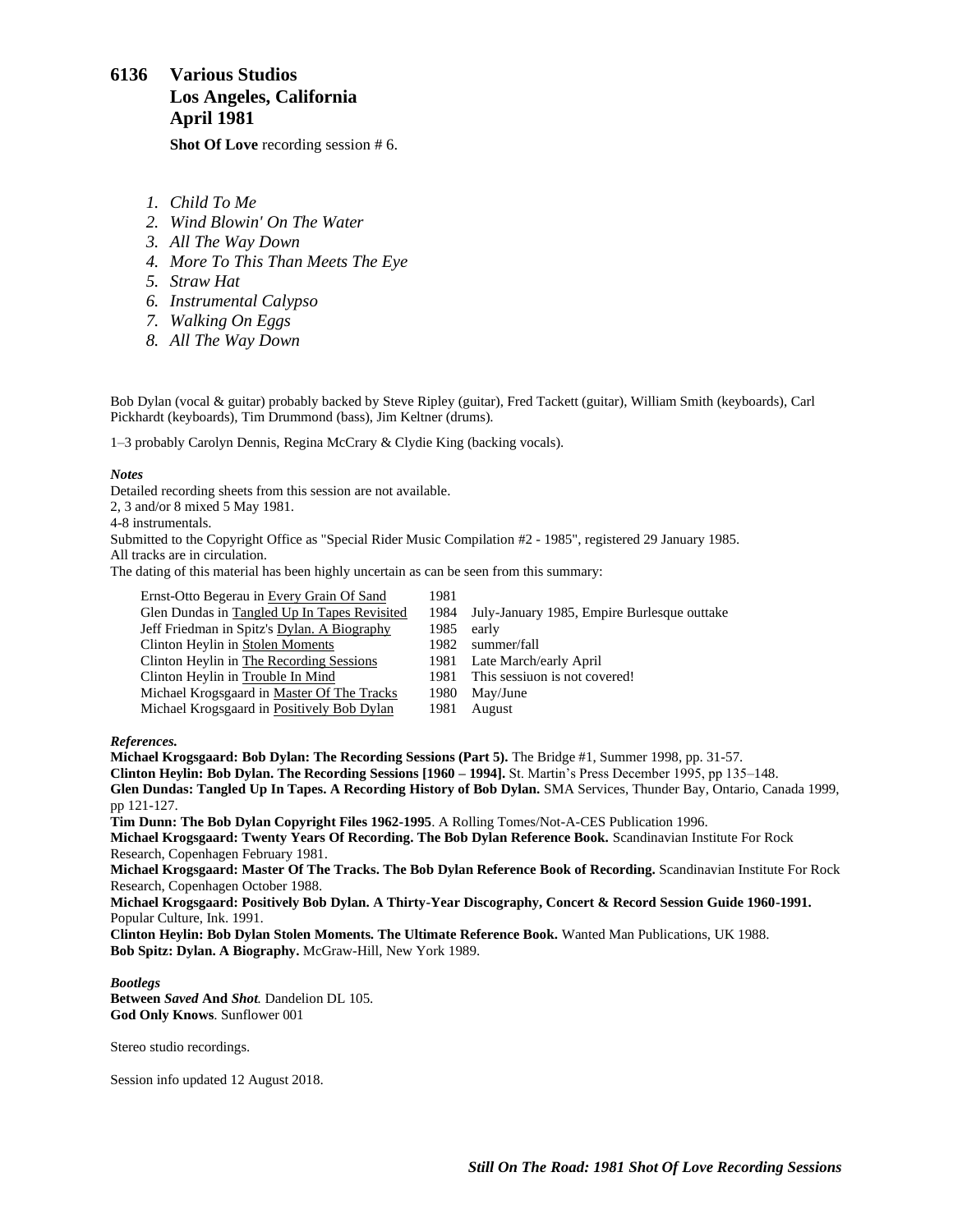# 6136 Various Studios
# Los Angeles, California
# April 1981

**Shot Of Love** recording session # 6.

1. *Child To Me*
2. *Wind Blowin' On The Water*
3. *All The Way Down*
4. *More To This Than Meets The Eye*
5. *Straw Hat*
6. *Instrumental Calypso*
7. *Walking On Eggs*
8. *All The Way Down*

Bob Dylan (vocal & guitar) probably backed by Steve Ripley (guitar), Fred Tackett (guitar), William Smith (keyboards), Carl Pickhardt (keyboards), Tim Drummond (bass), Jim Keltner (drums).

1–3 probably Carolyn Dennis, Regina McCrary & Clydie King (backing vocals).

***Notes***

Detailed recording sheets from this session are not available.
2, 3 and/or 8 mixed 5 May 1981.
4-8 instrumentals.
Submitted to the Copyright Office as "Special Rider Music Compilation #2 - 1985", registered 29 January 1985.
All tracks are in circulation.
The dating of this material has been highly uncertain as can be seen from this summary:

| | | |
|---|---|---|
| Ernst-Otto Begerau in Every Grain Of Sand | 1981 | |
| Glen Dundas in Tangled Up In Tapes Revisited | 1984 | July-January 1985, Empire Burlesque outtake |
| Jeff Friedman in Spitz's Dylan. A Biography | 1985 | early |
| Clinton Heylin in Stolen Moments | 1982 | summer/fall |
| Clinton Heylin in The Recording Sessions | 1981 | Late March/early April |
| Clinton Heylin in Trouble In Mind | 1981 | This sessiuon is not covered! |
| Michael Krogsgaard in Master Of The Tracks | 1980 | May/June |
| Michael Krogsgaard in Positively Bob Dylan | 1981 | August |

***References.***

**Michael Krogsgaard: Bob Dylan: The Recording Sessions (Part 5).** The Bridge #1, Summer 1998, pp. 31-57.
**Clinton Heylin: Bob Dylan. The Recording Sessions [1960 – 1994].** St. Martin's Press December 1995, pp 135–148.
**Glen Dundas: Tangled Up In Tapes. A Recording History of Bob Dylan.** SMA Services, Thunder Bay, Ontario, Canada 1999, pp 121-127.
**Tim Dunn: The Bob Dylan Copyright Files 1962-1995**. A Rolling Tomes/Not-A-CES Publication 1996.
**Michael Krogsgaard: Twenty Years Of Recording. The Bob Dylan Reference Book.** Scandinavian Institute For Rock Research, Copenhagen February 1981.
**Michael Krogsgaard: Master Of The Tracks. The Bob Dylan Reference Book of Recording.** Scandinavian Institute For Rock Research, Copenhagen October 1988.
**Michael Krogsgaard: Positively Bob Dylan. A Thirty-Year Discography, Concert & Record Session Guide 1960-1991.** Popular Culture, Ink. 1991.
**Clinton Heylin: Bob Dylan Stolen Moments. The Ultimate Reference Book.** Wanted Man Publications, UK 1988.
**Bob Spitz: Dylan. A Biography.** McGraw-Hill, New York 1989.

***Bootlegs***

**Between *Saved* And *Shot*.** Dandelion DL 105.
**God Only Knows**. Sunflower 001

Stereo studio recordings.

Session info updated 12 August 2018.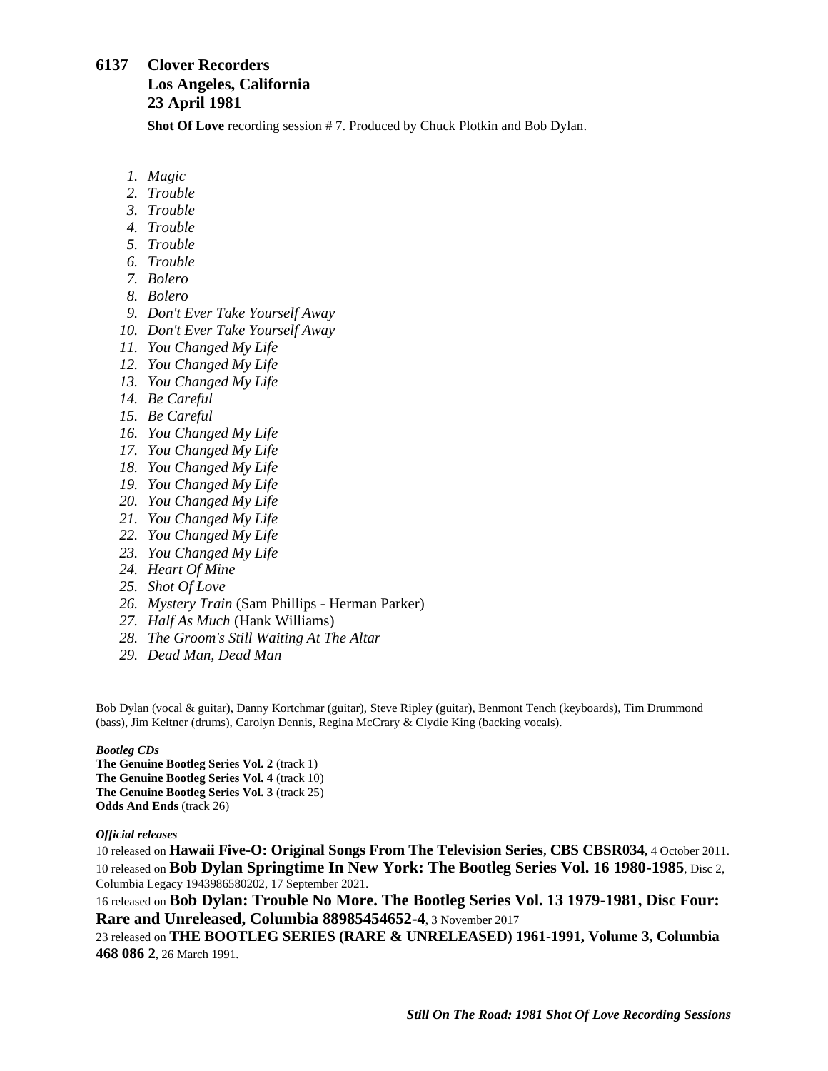## 6137 Clover Recorders
## Los Angeles, California
## 23 April 1981

**Shot Of Love** recording session # 7. Produced by Chuck Plotkin and Bob Dylan.

1. *Magic*
2. *Trouble*
3. *Trouble*
4. *Trouble*
5. *Trouble*
6. *Trouble*
7. *Bolero*
8. *Bolero*
9. *Don't Ever Take Yourself Away*
10. *Don't Ever Take Yourself Away*
11. *You Changed My Life*
12. *You Changed My Life*
13. *You Changed My Life*
14. *Be Careful*
15. *Be Careful*
16. *You Changed My Life*
17. *You Changed My Life*
18. *You Changed My Life*
19. *You Changed My Life*
20. *You Changed My Life*
21. *You Changed My Life*
22. *You Changed My Life*
23. *You Changed My Life*
24. *Heart Of Mine*
25. *Shot Of Love*
26. *Mystery Train* (Sam Phillips - Herman Parker)
27. *Half As Much* (Hank Williams)
28. *The Groom's Still Waiting At The Altar*
29. *Dead Man, Dead Man*

Bob Dylan (vocal & guitar), Danny Kortchmar (guitar), Steve Ripley (guitar), Benmont Tench (keyboards), Tim Drummond (bass), Jim Keltner (drums), Carolyn Dennis, Regina McCrary & Clydie King (backing vocals).

***Bootleg CDs***

**The Genuine Bootleg Series Vol. 2** (track 1)
**The Genuine Bootleg Series Vol. 4** (track 10)
**The Genuine Bootleg Series Vol. 3** (track 25)
**Odds And Ends** (track 26)

***Official releases***

10 released on **Hawaii Five-O: Original Songs From The Television Series**, **CBS CBSR034**, 4 October 2011.
10 released on **Bob Dylan Springtime In New York: The Bootleg Series Vol. 16 1980-1985**, Disc 2, Columbia Legacy 1943986580202, 17 September 2021.
16 released on **Bob Dylan: Trouble No More. The Bootleg Series Vol. 13 1979-1981, Disc Four: Rare and Unreleased, Columbia 88985454652-4**, 3 November 2017
23 released on **THE BOOTLEG SERIES (RARE & UNRELEASED) 1961-1991, Volume 3, Columbia 468 086 2**, 26 March 1991.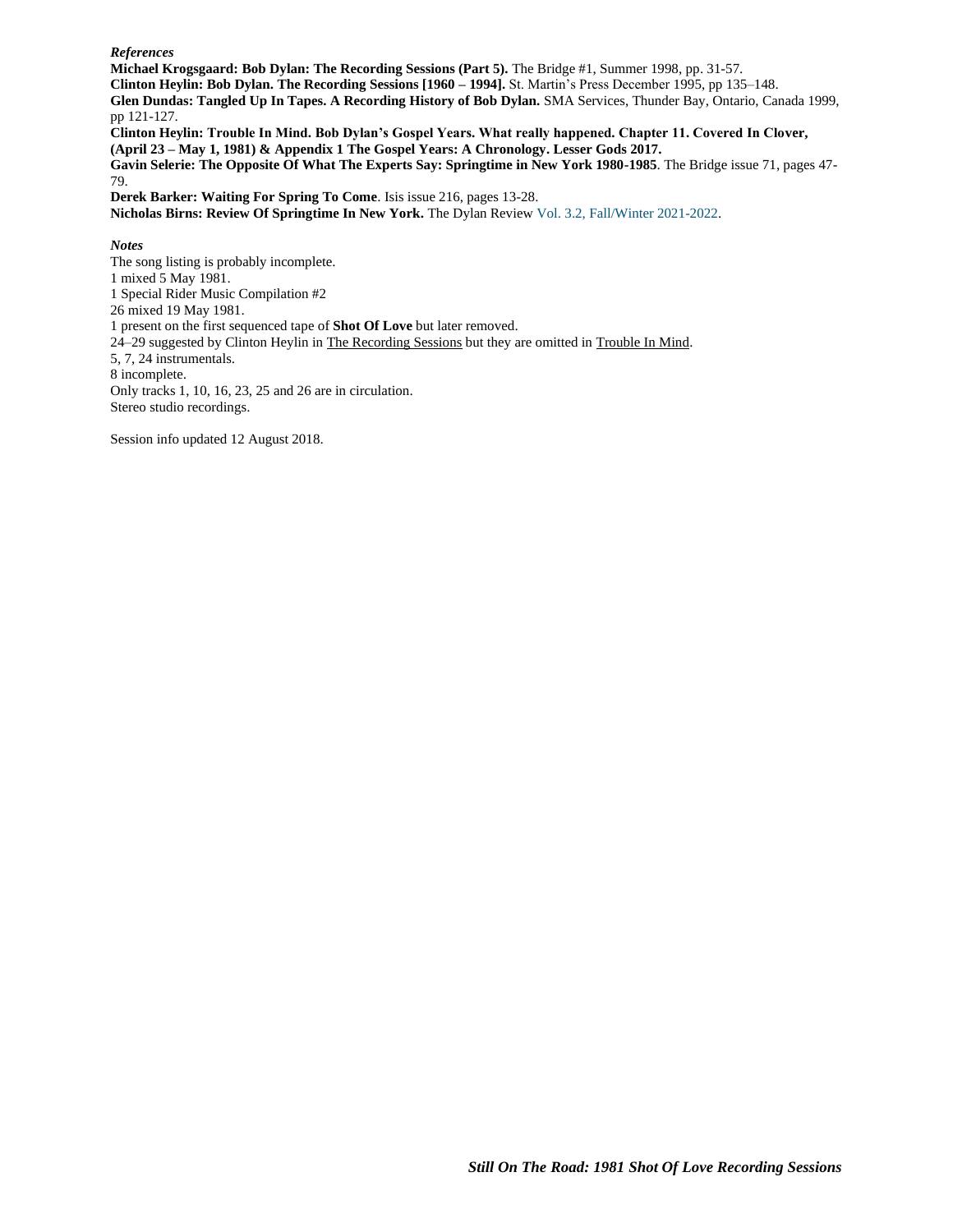*References*

**Michael Krogsgaard: Bob Dylan: The Recording Sessions (Part 5).** The Bridge #1, Summer 1998, pp. 31-57.
**Clinton Heylin: Bob Dylan. The Recording Sessions [1960 – 1994].** St. Martin's Press December 1995, pp 135–148.
**Glen Dundas: Tangled Up In Tapes. A Recording History of Bob Dylan.** SMA Services, Thunder Bay, Ontario, Canada 1999, pp 121-127.
**Clinton Heylin: Trouble In Mind. Bob Dylan's Gospel Years. What really happened. Chapter 11. Covered In Clover, (April 23 – May 1, 1981) & Appendix 1 The Gospel Years: A Chronology. Lesser Gods 2017.**
**Gavin Selerie: The Opposite Of What The Experts Say: Springtime in New York 1980-1985**. The Bridge issue 71, pages 47-79.
**Derek Barker: Waiting For Spring To Come**. Isis issue 216, pages 13-28.
**Nicholas Birns: Review Of Springtime In New York.** The Dylan Review Vol. 3.2, Fall/Winter 2021-2022.

*Notes*

The song listing is probably incomplete.
1 mixed 5 May 1981.
1 Special Rider Music Compilation #2
26 mixed 19 May 1981.
1 present on the first sequenced tape of **Shot Of Love** but later removed.
24–29 suggested by Clinton Heylin in The Recording Sessions but they are omitted in Trouble In Mind.
5, 7, 24 instrumentals.
8 incomplete.
Only tracks 1, 10, 16, 23, 25 and 26 are in circulation.
Stereo studio recordings.

Session info updated 12 August 2018.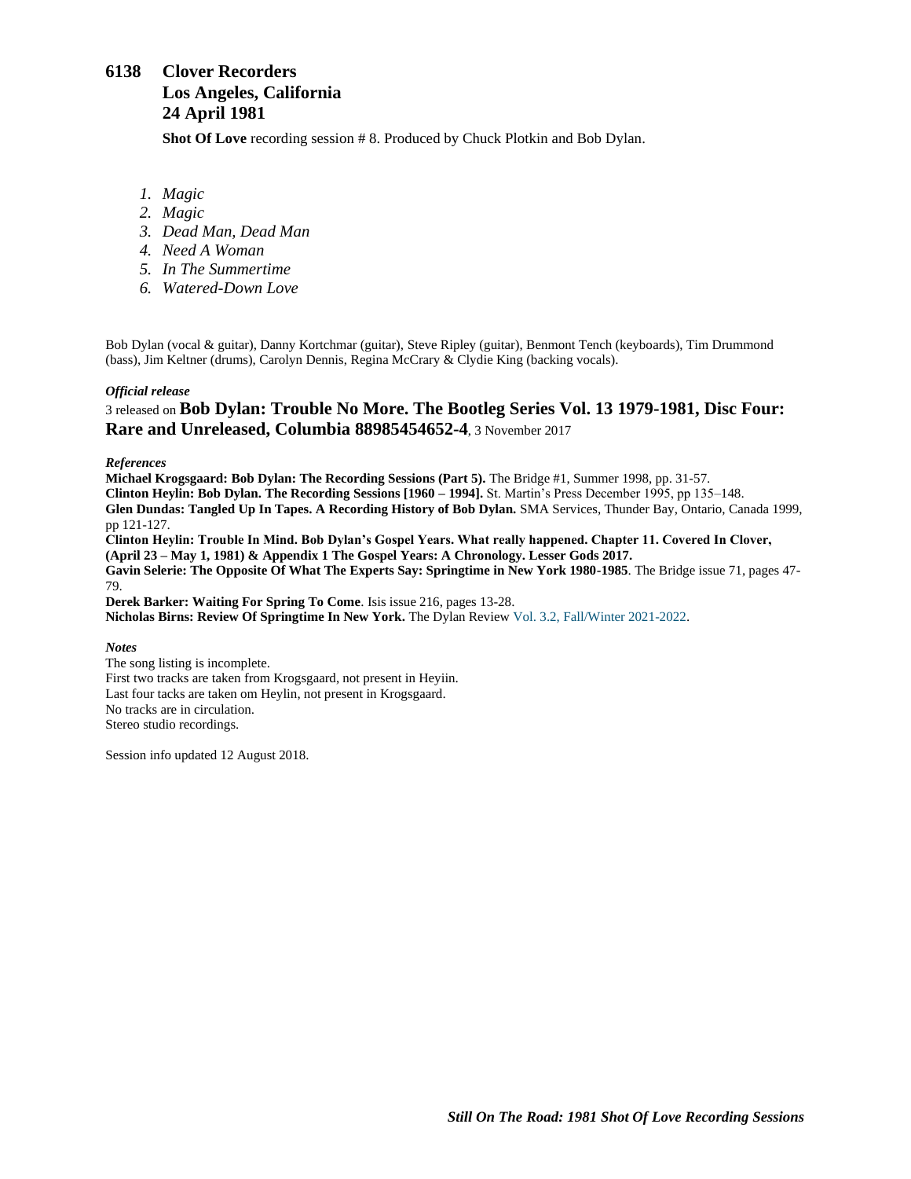# 6138 Clover Recorders
## Los Angeles, California
## 24 April 1981

**Shot Of Love** recording session # 8. Produced by Chuck Plotkin and Bob Dylan.

1. *Magic*
2. *Magic*
3. *Dead Man, Dead Man*
4. *Need A Woman*
5. *In The Summertime*
6. *Watered-Down Love*

Bob Dylan (vocal & guitar), Danny Kortchmar (guitar), Steve Ripley (guitar), Benmont Tench (keyboards), Tim Drummond (bass), Jim Keltner (drums), Carolyn Dennis, Regina McCrary & Clydie King (backing vocals).

***Official release***

3 released on **Bob Dylan: Trouble No More. The Bootleg Series Vol. 13 1979-1981, Disc Four: Rare and Unreleased, Columbia 88985454652-4**, 3 November 2017

***References***

**Michael Krogsgaard: Bob Dylan: The Recording Sessions (Part 5).** The Bridge #1, Summer 1998, pp. 31-57.
**Clinton Heylin: Bob Dylan. The Recording Sessions [1960 – 1994].** St. Martin's Press December 1995, pp 135–148.
**Glen Dundas: Tangled Up In Tapes. A Recording History of Bob Dylan.** SMA Services, Thunder Bay, Ontario, Canada 1999, pp 121-127.
**Clinton Heylin: Trouble In Mind. Bob Dylan's Gospel Years. What really happened. Chapter 11. Covered In Clover, (April 23 – May 1, 1981) & Appendix 1 The Gospel Years: A Chronology. Lesser Gods 2017.**
**Gavin Selerie: The Opposite Of What The Experts Say: Springtime in New York 1980-1985**. The Bridge issue 71, pages 47-79.
**Derek Barker: Waiting For Spring To Come**. Isis issue 216, pages 13-28.
**Nicholas Birns: Review Of Springtime In New York.** The Dylan Review Vol. 3.2, Fall/Winter 2021-2022.

***Notes***

The song listing is incomplete.
First two tracks are taken from Krogsgaard, not present in Heyiin.
Last four tacks are taken om Heylin, not present in Krogsgaard.
No tracks are in circulation.
Stereo studio recordings.

Session info updated 12 August 2018.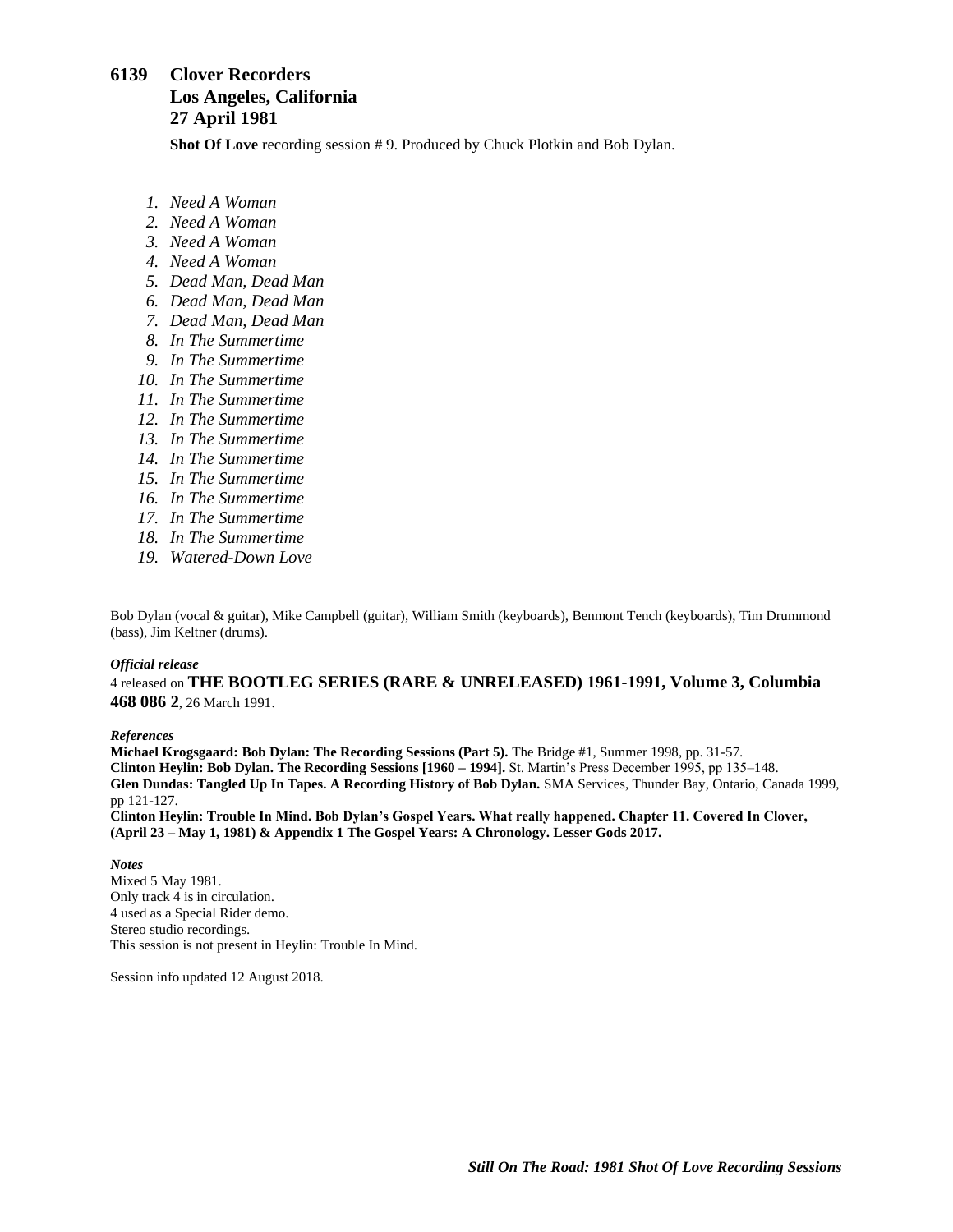## 6139 Clover Recorders
## Los Angeles, California
## 27 April 1981

**Shot Of Love** recording session # 9. Produced by Chuck Plotkin and Bob Dylan.

1. *Need A Woman*
2. *Need A Woman*
3. *Need A Woman*
4. *Need A Woman*
5. *Dead Man, Dead Man*
6. *Dead Man, Dead Man*
7. *Dead Man, Dead Man*
8. *In The Summertime*
9. *In The Summertime*
10. *In The Summertime*
11. *In The Summertime*
12. *In The Summertime*
13. *In The Summertime*
14. *In The Summertime*
15. *In The Summertime*
16. *In The Summertime*
17. *In The Summertime*
18. *In The Summertime*
19. *Watered-Down Love*

Bob Dylan (vocal & guitar), Mike Campbell (guitar), William Smith (keyboards), Benmont Tench (keyboards), Tim Drummond (bass), Jim Keltner (drums).

***Official release***

4 released on **THE BOOTLEG SERIES (RARE & UNRELEASED) 1961-1991, Volume 3, Columbia 468 086 2**, 26 March 1991.

***References***

**Michael Krogsgaard: Bob Dylan: The Recording Sessions (Part 5).** The Bridge #1, Summer 1998, pp. 31-57.
**Clinton Heylin: Bob Dylan. The Recording Sessions [1960 – 1994].** St. Martin's Press December 1995, pp 135–148.
**Glen Dundas: Tangled Up In Tapes. A Recording History of Bob Dylan.** SMA Services, Thunder Bay, Ontario, Canada 1999, pp 121-127.
**Clinton Heylin: Trouble In Mind. Bob Dylan's Gospel Years. What really happened. Chapter 11. Covered In Clover, (April 23 – May 1, 1981) & Appendix 1 The Gospel Years: A Chronology. Lesser Gods 2017.**

***Notes***

Mixed 5 May 1981.
Only track 4 is in circulation.
4 used as a Special Rider demo.
Stereo studio recordings.
This session is not present in Heylin: Trouble In Mind.

Session info updated 12 August 2018.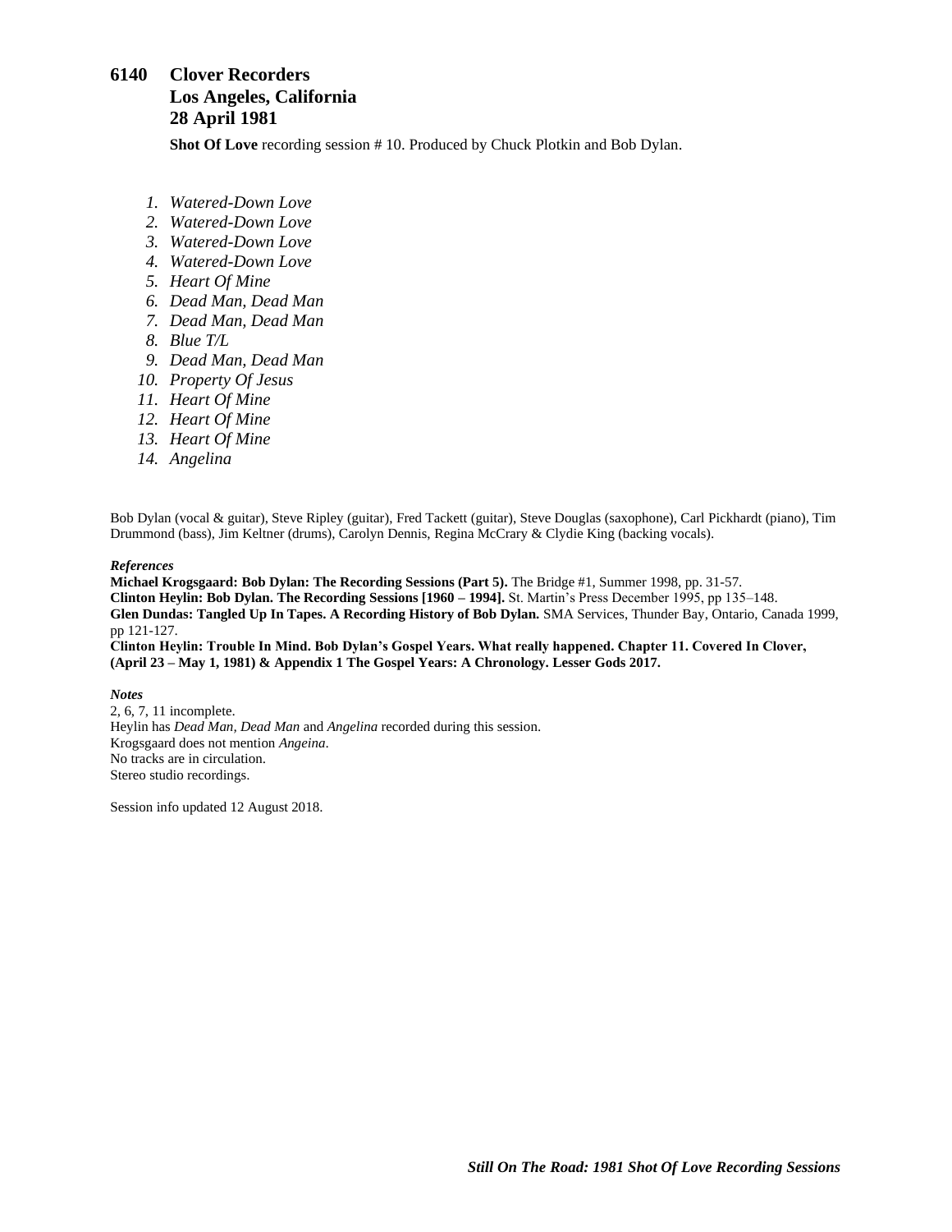## 6140 Clover Recorders
## Los Angeles, California
## 28 April 1981

**Shot Of Love** recording session # 10. Produced by Chuck Plotkin and Bob Dylan.

1. *Watered-Down Love*
2. *Watered-Down Love*
3. *Watered-Down Love*
4. *Watered-Down Love*
5. *Heart Of Mine*
6. *Dead Man, Dead Man*
7. *Dead Man, Dead Man*
8. *Blue T/L*
9. *Dead Man, Dead Man*
10. *Property Of Jesus*
11. *Heart Of Mine*
12. *Heart Of Mine*
13. *Heart Of Mine*
14. *Angelina*

Bob Dylan (vocal & guitar), Steve Ripley (guitar), Fred Tackett (guitar), Steve Douglas (saxophone), Carl Pickhardt (piano), Tim Drummond (bass), Jim Keltner (drums), Carolyn Dennis, Regina McCrary & Clydie King (backing vocals).

***References***

**Michael Krogsgaard: Bob Dylan: The Recording Sessions (Part 5).** The Bridge #1, Summer 1998, pp. 31-57.
**Clinton Heylin: Bob Dylan. The Recording Sessions [1960 – 1994].** St. Martin's Press December 1995, pp 135–148.
**Glen Dundas: Tangled Up In Tapes. A Recording History of Bob Dylan.** SMA Services, Thunder Bay, Ontario, Canada 1999, pp 121-127.
**Clinton Heylin: Trouble In Mind. Bob Dylan's Gospel Years. What really happened. Chapter 11. Covered In Clover, (April 23 – May 1, 1981) & Appendix 1 The Gospel Years: A Chronology. Lesser Gods 2017.**

***Notes***

2, 6, 7, 11 incomplete.
Heylin has *Dead Man, Dead Man* and *Angelina* recorded during this session.
Krogsgaard does not mention *Angeina*.
No tracks are in circulation.
Stereo studio recordings.

Session info updated 12 August 2018.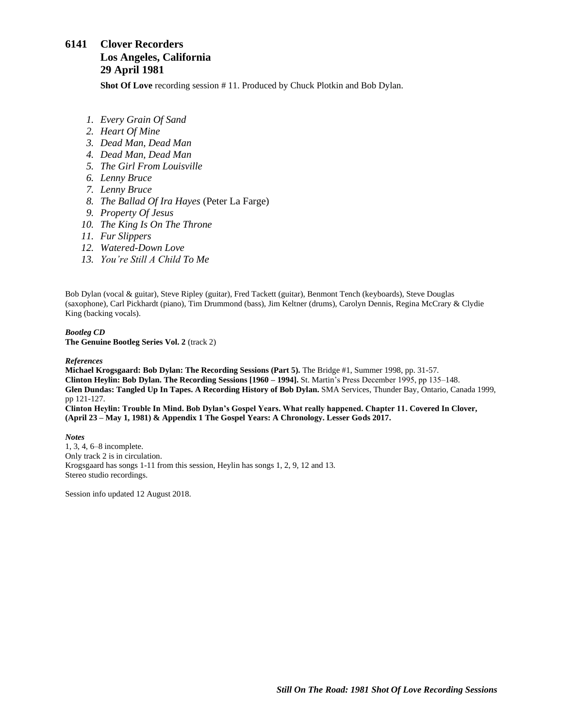# 6141 Clover Recorders
# Los Angeles, California
# 29 April 1981

**Shot Of Love** recording session # 11. Produced by Chuck Plotkin and Bob Dylan.

1. *Every Grain Of Sand*
2. *Heart Of Mine*
3. *Dead Man, Dead Man*
4. *Dead Man, Dead Man*
5. *The Girl From Louisville*
6. *Lenny Bruce*
7. *Lenny Bruce*
8. *The Ballad Of Ira Hayes* (Peter La Farge)
9. *Property Of Jesus*
10. *The King Is On The Throne*
11. *Fur Slippers*
12. *Watered-Down Love*
13. *You're Still A Child To Me*

Bob Dylan (vocal & guitar), Steve Ripley (guitar), Fred Tackett (guitar), Benmont Tench (keyboards), Steve Douglas (saxophone), Carl Pickhardt (piano), Tim Drummond (bass), Jim Keltner (drums), Carolyn Dennis, Regina McCrary & Clydie King (backing vocals).

***Bootleg CD***
**The Genuine Bootleg Series Vol. 2** (track 2)

***References***
**Michael Krogsgaard: Bob Dylan: The Recording Sessions (Part 5).** The Bridge #1, Summer 1998, pp. 31-57.
**Clinton Heylin: Bob Dylan. The Recording Sessions [1960 – 1994].** St. Martin's Press December 1995, pp 135–148.
**Glen Dundas: Tangled Up In Tapes. A Recording History of Bob Dylan.** SMA Services, Thunder Bay, Ontario, Canada 1999, pp 121-127.
**Clinton Heylin: Trouble In Mind. Bob Dylan's Gospel Years. What really happened. Chapter 11. Covered In Clover, (April 23 – May 1, 1981) & Appendix 1 The Gospel Years: A Chronology. Lesser Gods 2017.**

***Notes***
1, 3, 4, 6–8 incomplete.
Only track 2 is in circulation.
Krogsgaard has songs 1-11 from this session, Heylin has songs 1, 2, 9, 12 and 13.
Stereo studio recordings.

Session info updated 12 August 2018.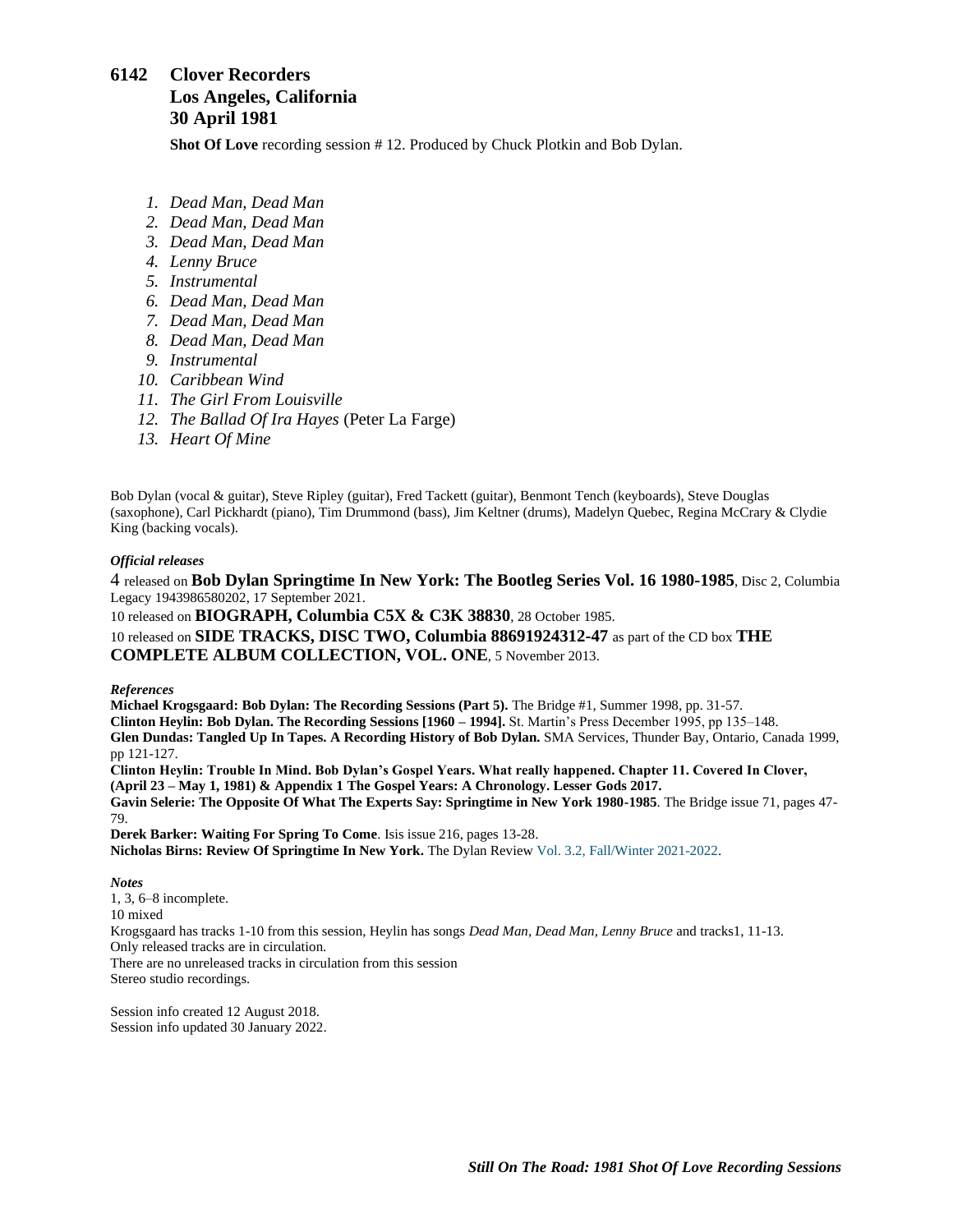## 6142 Clover Recorders
## Los Angeles, California
## 30 April 1981

**Shot Of Love** recording session # 12. Produced by Chuck Plotkin and Bob Dylan.

1. *Dead Man, Dead Man*
2. *Dead Man, Dead Man*
3. *Dead Man, Dead Man*
4. *Lenny Bruce*
5. *Instrumental*
6. *Dead Man, Dead Man*
7. *Dead Man, Dead Man*
8. *Dead Man, Dead Man*
9. *Instrumental*
10. *Caribbean Wind*
11. *The Girl From Louisville*
12. *The Ballad Of Ira Hayes* (Peter La Farge)
13. *Heart Of Mine*

Bob Dylan (vocal & guitar), Steve Ripley (guitar), Fred Tackett (guitar), Benmont Tench (keyboards), Steve Douglas (saxophone), Carl Pickhardt (piano), Tim Drummond (bass), Jim Keltner (drums), Madelyn Quebec, Regina McCrary & Clydie King (backing vocals).

***Official releases***

4 released on **Bob Dylan Springtime In New York: The Bootleg Series Vol. 16 1980-1985**, Disc 2, Columbia Legacy 1943986580202, 17 September 2021.

10 released on **BIOGRAPH, Columbia C5X & C3K 38830**, 28 October 1985.

10 released on **SIDE TRACKS, DISC TWO, Columbia 88691924312-47** as part of the CD box **THE COMPLETE ALBUM COLLECTION, VOL. ONE**, 5 November 2013.

***References***

**Michael Krogsgaard: Bob Dylan: The Recording Sessions (Part 5).** The Bridge #1, Summer 1998, pp. 31-57.
**Clinton Heylin: Bob Dylan. The Recording Sessions [1960 – 1994].** St. Martin's Press December 1995, pp 135–148.
**Glen Dundas: Tangled Up In Tapes. A Recording History of Bob Dylan.** SMA Services, Thunder Bay, Ontario, Canada 1999, pp 121-127.
**Clinton Heylin: Trouble In Mind. Bob Dylan's Gospel Years. What really happened. Chapter 11. Covered In Clover, (April 23 – May 1, 1981) & Appendix 1 The Gospel Years: A Chronology. Lesser Gods 2017.**
**Gavin Selerie: The Opposite Of What The Experts Say: Springtime in New York 1980-1985**. The Bridge issue 71, pages 47-79.
**Derek Barker: Waiting For Spring To Come**. Isis issue 216, pages 13-28.
**Nicholas Birns: Review Of Springtime In New York.** The Dylan Review Vol. 3.2, Fall/Winter 2021-2022.

***Notes***

1, 3, 6–8 incomplete.
10 mixed
Krogsgaard has tracks 1-10 from this session, Heylin has songs *Dead Man, Dead Man, Lenny Bruce* and tracks1, 11-13.
Only released tracks are in circulation.
There are no unreleased tracks in circulation from this session
Stereo studio recordings.

Session info created 12 August 2018.
Session info updated 30 January 2022.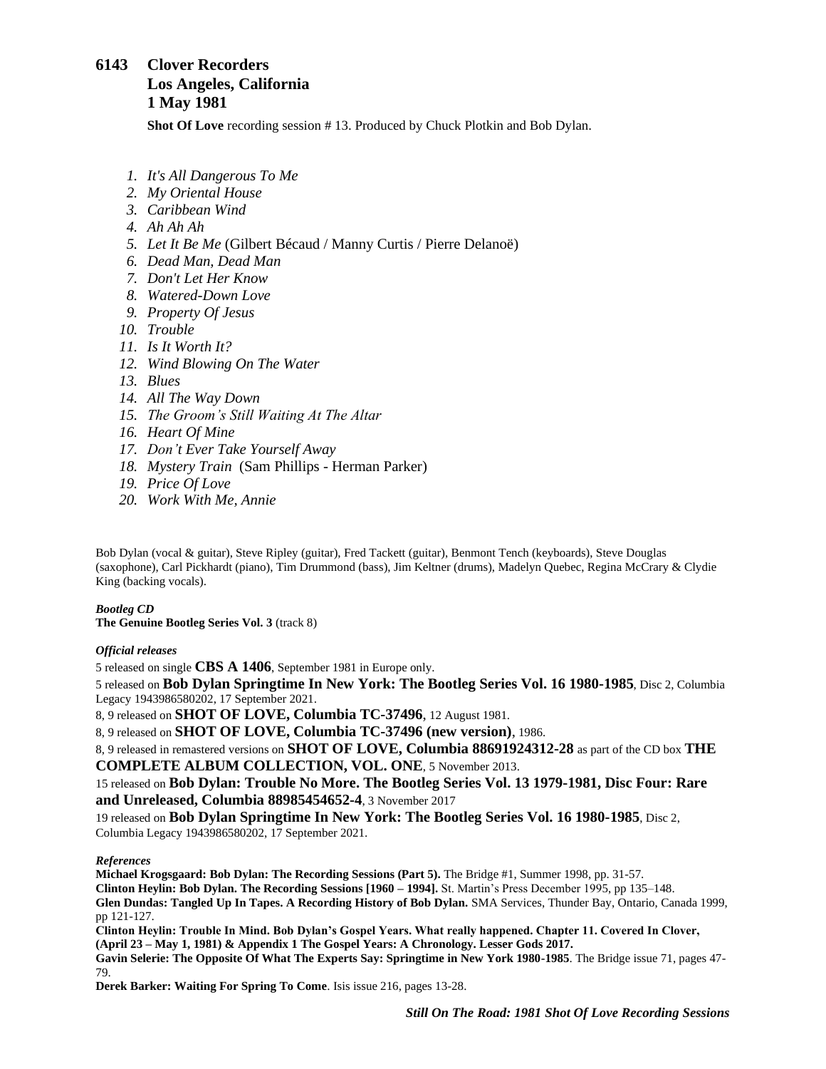## 6143 Clover Recorders
## Los Angeles, California
## 1 May 1981

**Shot Of Love** recording session # 13. Produced by Chuck Plotkin and Bob Dylan.

1. *It's All Dangerous To Me*
2. *My Oriental House*
3. *Caribbean Wind*
4. *Ah Ah Ah*
5. *Let It Be Me* (Gilbert Bécaud / Manny Curtis / Pierre Delanoë)
6. *Dead Man, Dead Man*
7. *Don't Let Her Know*
8. *Watered-Down Love*
9. *Property Of Jesus*
10. *Trouble*
11. *Is It Worth It?*
12. *Wind Blowing On The Water*
13. *Blues*
14. *All The Way Down*
15. *The Groom's Still Waiting At The Altar*
16. *Heart Of Mine*
17. *Don't Ever Take Yourself Away*
18. *Mystery Train* (Sam Phillips - Herman Parker)
19. *Price Of Love*
20. *Work With Me, Annie*

Bob Dylan (vocal & guitar), Steve Ripley (guitar), Fred Tackett (guitar), Benmont Tench (keyboards), Steve Douglas (saxophone), Carl Pickhardt (piano), Tim Drummond (bass), Jim Keltner (drums), Madelyn Quebec, Regina McCrary & Clydie King (backing vocals).

***Bootleg CD***

**The Genuine Bootleg Series Vol. 3** (track 8)

***Official releases***

5 released on single **CBS A 1406**, September 1981 in Europe only.

5 released on **Bob Dylan Springtime In New York: The Bootleg Series Vol. 16 1980-1985**, Disc 2, Columbia Legacy 1943986580202, 17 September 2021.

8, 9 released on **SHOT OF LOVE, Columbia TC-37496**, 12 August 1981.

8, 9 released on **SHOT OF LOVE, Columbia TC-37496 (new version)**, 1986.

8, 9 released in remastered versions on **SHOT OF LOVE, Columbia 88691924312-28** as part of the CD box **THE COMPLETE ALBUM COLLECTION, VOL. ONE**, 5 November 2013.

15 released on **Bob Dylan: Trouble No More. The Bootleg Series Vol. 13 1979-1981, Disc Four: Rare and Unreleased, Columbia 88985454652-4**, 3 November 2017

19 released on **Bob Dylan Springtime In New York: The Bootleg Series Vol. 16 1980-1985**, Disc 2, Columbia Legacy 1943986580202, 17 September 2021.

***References***

**Michael Krogsgaard: Bob Dylan: The Recording Sessions (Part 5).** The Bridge #1, Summer 1998, pp. 31-57.

**Clinton Heylin: Bob Dylan. The Recording Sessions [1960 – 1994].** St. Martin's Press December 1995, pp 135–148.

**Glen Dundas: Tangled Up In Tapes. A Recording History of Bob Dylan.** SMA Services, Thunder Bay, Ontario, Canada 1999, pp 121-127.

**Clinton Heylin: Trouble In Mind. Bob Dylan's Gospel Years. What really happened. Chapter 11. Covered In Clover, (April 23 – May 1, 1981) & Appendix 1 The Gospel Years: A Chronology. Lesser Gods 2017.**

**Gavin Selerie: The Opposite Of What The Experts Say: Springtime in New York 1980-1985**. The Bridge issue 71, pages 47-79.

**Derek Barker: Waiting For Spring To Come**. Isis issue 216, pages 13-28.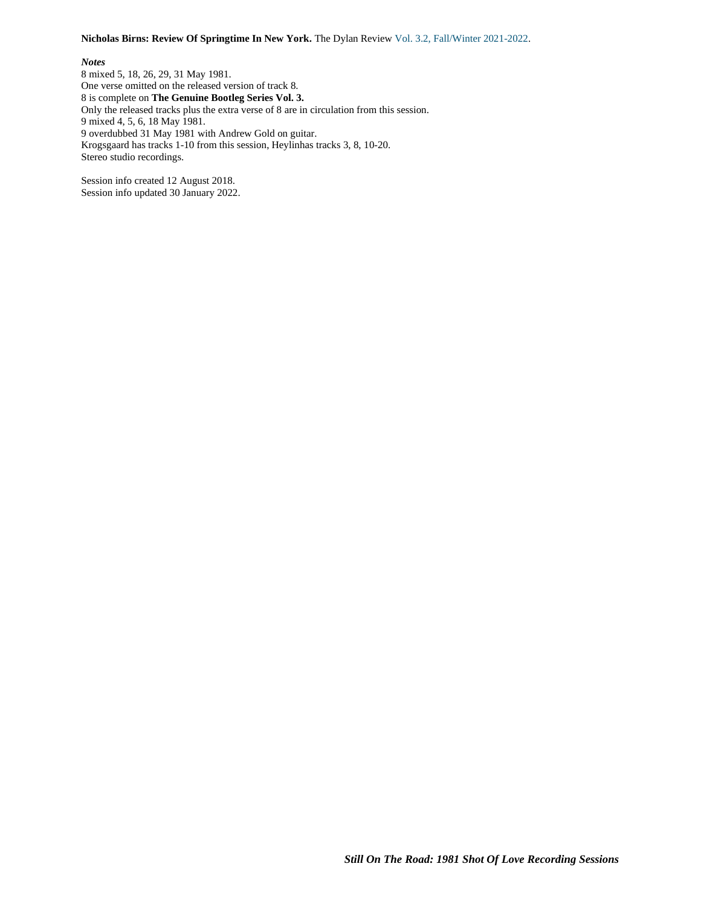**Nicholas Birns: Review Of Springtime In New York.** The Dylan Review Vol. 3.2, Fall/Winter 2021-2022.

***Notes***

8 mixed 5, 18, 26, 29, 31 May 1981.
One verse omitted on the released version of track 8.
8 is complete on **The Genuine Bootleg Series Vol. 3.**
Only the released tracks plus the extra verse of 8 are in circulation from this session.
9 mixed 4, 5, 6, 18 May 1981.
9 overdubbed 31 May 1981 with Andrew Gold on guitar.
Krogsgaard has tracks 1-10 from this session, Heylinhas tracks 3, 8, 10-20.
Stereo studio recordings.

Session info created 12 August 2018.
Session info updated 30 January 2022.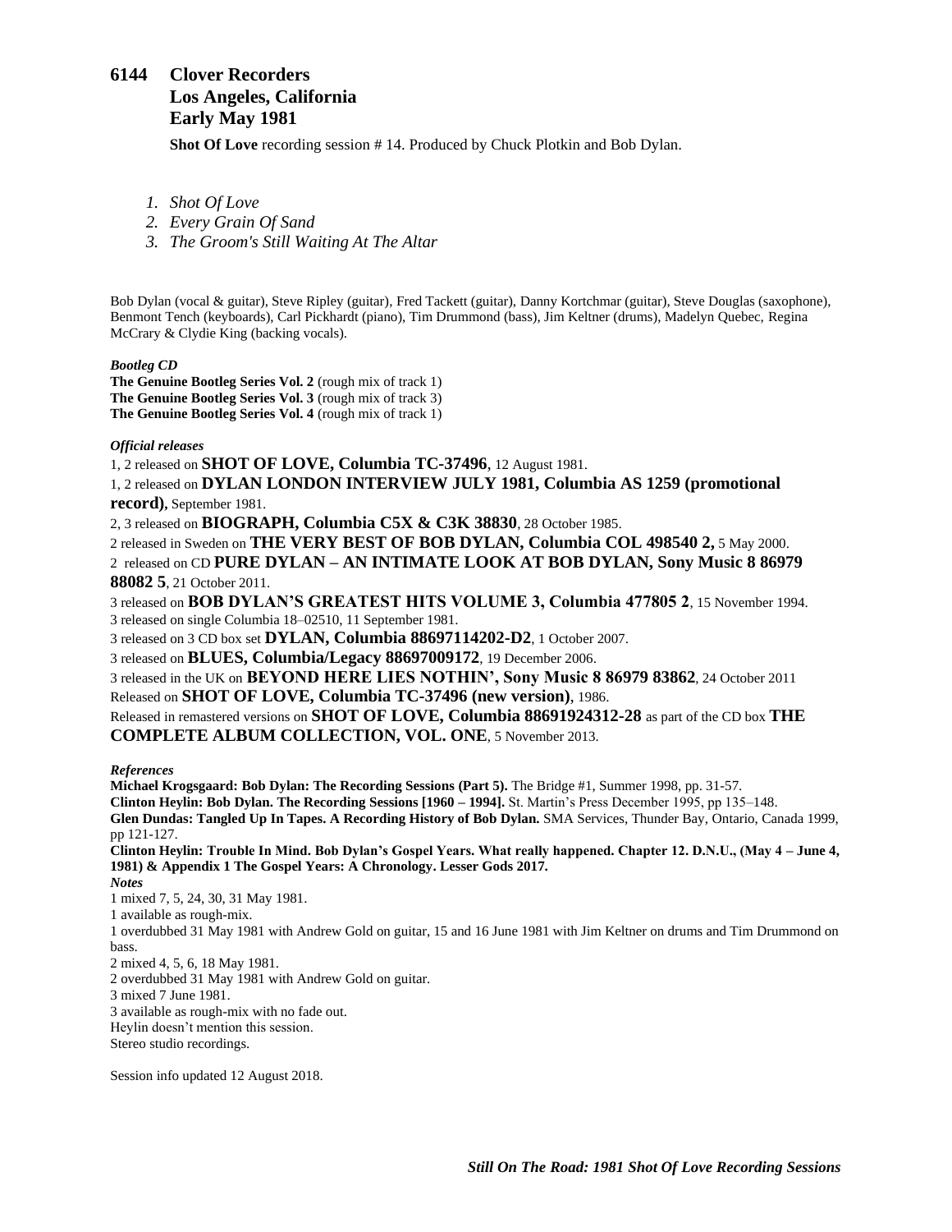## 6144 Clover Recorders
## Los Angeles, California
## Early May 1981

**Shot Of Love** recording session # 14. Produced by Chuck Plotkin and Bob Dylan.

1. *Shot Of Love*
2. *Every Grain Of Sand*
3. *The Groom's Still Waiting At The Altar*

Bob Dylan (vocal & guitar), Steve Ripley (guitar), Fred Tackett (guitar), Danny Kortchmar (guitar), Steve Douglas (saxophone), Benmont Tench (keyboards), Carl Pickhardt (piano), Tim Drummond (bass), Jim Keltner (drums), Madelyn Quebec, Regina McCrary & Clydie King (backing vocals).

***Bootleg CD***

**The Genuine Bootleg Series Vol. 2** (rough mix of track 1)
**The Genuine Bootleg Series Vol. 3** (rough mix of track 3)
**The Genuine Bootleg Series Vol. 4** (rough mix of track 1)

***Official releases***

1, 2 released on **SHOT OF LOVE, Columbia TC-37496**, 12 August 1981.
1, 2 released on **DYLAN LONDON INTERVIEW JULY 1981, Columbia AS 1259 (promotional record)**, September 1981.
2, 3 released on **BIOGRAPH, Columbia C5X & C3K 38830**, 28 October 1985.
2 released in Sweden on **THE VERY BEST OF BOB DYLAN, Columbia COL 498540 2,** 5 May 2000.
2 released on CD **PURE DYLAN – AN INTIMATE LOOK AT BOB DYLAN, Sony Music 8 86979 88082 5**, 21 October 2011.
3 released on **BOB DYLAN'S GREATEST HITS VOLUME 3, Columbia 477805 2**, 15 November 1994.
3 released on single Columbia 18–02510, 11 September 1981.
3 released on 3 CD box set **DYLAN, Columbia 88697114202-D2**, 1 October 2007.
3 released on **BLUES, Columbia/Legacy 88697009172**, 19 December 2006.
3 released in the UK on **BEYOND HERE LIES NOTHIN', Sony Music 8 86979 83862**, 24 October 2011
Released on **SHOT OF LOVE, Columbia TC-37496 (new version)**, 1986.
Released in remastered versions on **SHOT OF LOVE, Columbia 88691924312-28** as part of the CD box **THE COMPLETE ALBUM COLLECTION, VOL. ONE**, 5 November 2013.

***References***

**Michael Krogsgaard: Bob Dylan: The Recording Sessions (Part 5).** The Bridge #1, Summer 1998, pp. 31-57.
**Clinton Heylin: Bob Dylan. The Recording Sessions [1960 – 1994].** St. Martin's Press December 1995, pp 135–148.
**Glen Dundas: Tangled Up In Tapes. A Recording History of Bob Dylan.** SMA Services, Thunder Bay, Ontario, Canada 1999, pp 121-127.
**Clinton Heylin: Trouble In Mind. Bob Dylan's Gospel Years. What really happened. Chapter 12. D.N.U., (May 4 – June 4, 1981) & Appendix 1 The Gospel Years: A Chronology. Lesser Gods 2017.**

***Notes***

1 mixed 7, 5, 24, 30, 31 May 1981.
1 available as rough-mix.
1 overdubbed 31 May 1981 with Andrew Gold on guitar, 15 and 16 June 1981 with Jim Keltner on drums and Tim Drummond on bass.
2 mixed 4, 5, 6, 18 May 1981.
2 overdubbed 31 May 1981 with Andrew Gold on guitar.
3 mixed 7 June 1981.
3 available as rough-mix with no fade out.
Heylin doesn't mention this session.
Stereo studio recordings.

Session info updated 12 August 2018.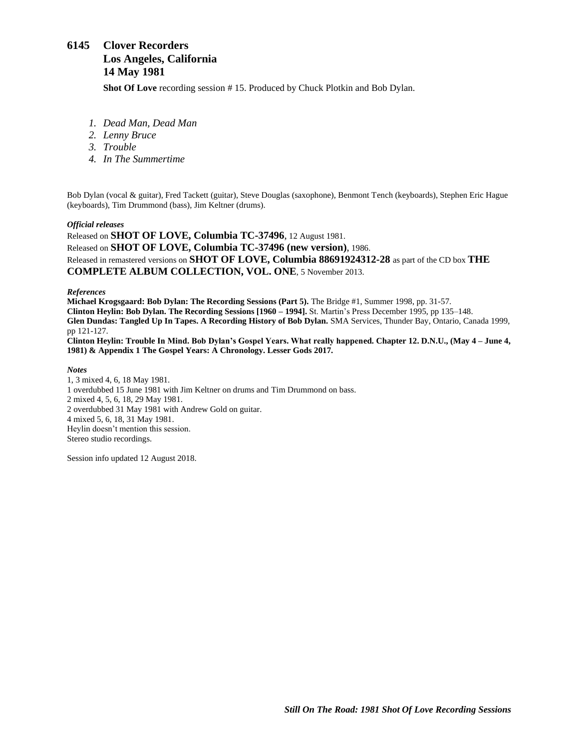# 6145 Clover Recorders
# Los Angeles, California
# 14 May 1981

**Shot Of Love** recording session # 15. Produced by Chuck Plotkin and Bob Dylan.

1. *Dead Man, Dead Man*
2. *Lenny Bruce*
3. *Trouble*
4. *In The Summertime*

Bob Dylan (vocal & guitar), Fred Tackett (guitar), Steve Douglas (saxophone), Benmont Tench (keyboards), Stephen Eric Hague (keyboards), Tim Drummond (bass), Jim Keltner (drums).

***Official releases***

Released on **SHOT OF LOVE, Columbia TC-37496**, 12 August 1981.

Released on **SHOT OF LOVE, Columbia TC-37496 (new version)**, 1986.

Released in remastered versions on **SHOT OF LOVE, Columbia 88691924312-28** as part of the CD box **THE COMPLETE ALBUM COLLECTION, VOL. ONE**, 5 November 2013.

***References***

**Michael Krogsgaard: Bob Dylan: The Recording Sessions (Part 5).** The Bridge #1, Summer 1998, pp. 31-57.
**Clinton Heylin: Bob Dylan. The Recording Sessions [1960 – 1994].** St. Martin's Press December 1995, pp 135–148.
**Glen Dundas: Tangled Up In Tapes. A Recording History of Bob Dylan.** SMA Services, Thunder Bay, Ontario, Canada 1999, pp 121-127.
**Clinton Heylin: Trouble In Mind. Bob Dylan's Gospel Years. What really happened. Chapter 12. D.N.U., (May 4 – June 4, 1981) & Appendix 1 The Gospel Years: A Chronology. Lesser Gods 2017.**

***Notes***

1, 3 mixed 4, 6, 18 May 1981.
1 overdubbed 15 June 1981 with Jim Keltner on drums and Tim Drummond on bass.
2 mixed 4, 5, 6, 18, 29 May 1981.
2 overdubbed 31 May 1981 with Andrew Gold on guitar.
4 mixed 5, 6, 18, 31 May 1981.
Heylin doesn't mention this session.
Stereo studio recordings.

Session info updated 12 August 2018.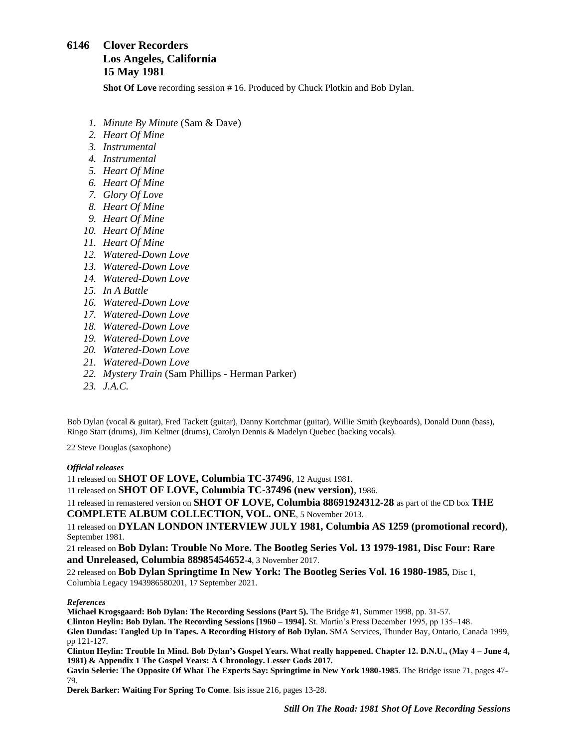## 6146 Clover Recorders Los Angeles, California 15 May 1981

**Shot Of Love** recording session # 16. Produced by Chuck Plotkin and Bob Dylan.

1. *Minute By Minute* (Sam & Dave)
2. *Heart Of Mine*
3. *Instrumental*
4. *Instrumental*
5. *Heart Of Mine*
6. *Heart Of Mine*
7. *Glory Of Love*
8. *Heart Of Mine*
9. *Heart Of Mine*
10. *Heart Of Mine*
11. *Heart Of Mine*
12. *Watered-Down Love*
13. *Watered-Down Love*
14. *Watered-Down Love*
15. *In A Battle*
16. *Watered-Down Love*
17. *Watered-Down Love*
18. *Watered-Down Love*
19. *Watered-Down Love*
20. *Watered-Down Love*
21. *Watered-Down Love*
22. *Mystery Train* (Sam Phillips - Herman Parker)
23. *J.A.C.*

Bob Dylan (vocal & guitar), Fred Tackett (guitar), Danny Kortchmar (guitar), Willie Smith (keyboards), Donald Dunn (bass), Ringo Starr (drums), Jim Keltner (drums), Carolyn Dennis & Madelyn Quebec (backing vocals).

22 Steve Douglas (saxophone)

***Official releases***

11 released on **SHOT OF LOVE, Columbia TC-37496**, 12 August 1981.

11 released on **SHOT OF LOVE, Columbia TC-37496 (new version)**, 1986.

11 released in remastered version on **SHOT OF LOVE, Columbia 88691924312-28** as part of the CD box **THE COMPLETE ALBUM COLLECTION, VOL. ONE**, 5 November 2013.

11 released on **DYLAN LONDON INTERVIEW JULY 1981, Columbia AS 1259 (promotional record)**, September 1981.

21 released on **Bob Dylan: Trouble No More. The Bootleg Series Vol. 13 1979-1981, Disc Four: Rare and Unreleased, Columbia 88985454652-4**, 3 November 2017.

22 released on **Bob Dylan Springtime In New York: The Bootleg Series Vol. 16 1980-1985,** Disc 1, Columbia Legacy 1943986580201, 17 September 2021.

***References***

**Michael Krogsgaard: Bob Dylan: The Recording Sessions (Part 5).** The Bridge #1, Summer 1998, pp. 31-57.

**Clinton Heylin: Bob Dylan. The Recording Sessions [1960 – 1994].** St. Martin's Press December 1995, pp 135–148.

**Glen Dundas: Tangled Up In Tapes. A Recording History of Bob Dylan.** SMA Services, Thunder Bay, Ontario, Canada 1999, pp 121-127.

**Clinton Heylin: Trouble In Mind. Bob Dylan's Gospel Years. What really happened. Chapter 12. D.N.U., (May 4 – June 4, 1981) & Appendix 1 The Gospel Years: A Chronology. Lesser Gods 2017.**

**Gavin Selerie: The Opposite Of What The Experts Say: Springtime in New York 1980-1985**. The Bridge issue 71, pages 47-79.

**Derek Barker: Waiting For Spring To Come**. Isis issue 216, pages 13-28.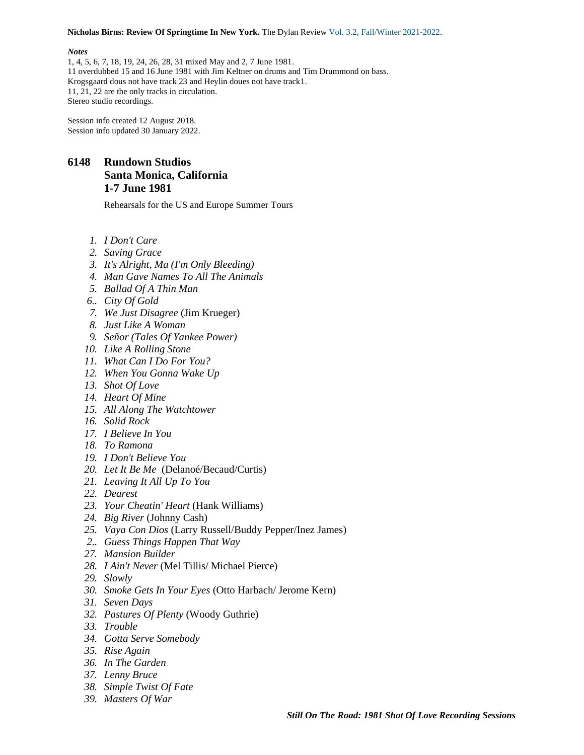**Nicholas Birns: Review Of Springtime In New York.** The Dylan Review Vol. 3.2, Fall/Winter 2021-2022.

***Notes***

1, 4, 5, 6, 7, 18, 19, 24, 26, 28, 31 mixed May and 2, 7 June 1981.
11 overdubbed 15 and 16 June 1981 with Jim Keltner on drums and Tim Drummond on bass.
Krogsgaard dous not have track 23 and Heylin doues not have track1.
11, 21, 22 are the only tracks in circulation.
Stereo studio recordings.

Session info created 12 August 2018.
Session info updated 30 January 2022.

## 6148 Rundown Studios
## Santa Monica, California
## 1-7 June 1981

Rehearsals for the US and Europe Summer Tours

1. *I Don't Care*
2. *Saving Grace*
3. *It's Alright, Ma (I'm Only Bleeding)*
4. *Man Gave Names To All The Animals*
5. *Ballad Of A Thin Man*

6.. *City Of Gold*

7. *We Just Disagree* (Jim Krueger)
8. *Just Like A Woman*
9. *Señor (Tales Of Yankee Power)*
10. *Like A Rolling Stone*
11. *What Can I Do For You?*
12. *When You Gonna Wake Up*
13. *Shot Of Love*
14. *Heart Of Mine*
15. *All Along The Watchtower*
16. *Solid Rock*
17. *I Believe In You*
18. *To Ramona*
19. *I Don't Believe You*
20. *Let It Be Me* (Delanoé/Becaud/Curtis)
21. *Leaving It All Up To You*
22. *Dearest*
23. *Your Cheatin' Heart* (Hank Williams)
24. *Big River* (Johnny Cash)
25. *Vaya Con Dios* (Larry Russell/Buddy Pepper/Inez James)

2.. *Guess Things Happen That Way*

27. *Mansion Builder*
28. *I Ain't Never* (Mel Tillis/ Michael Pierce)
29. *Slowly*
30. *Smoke Gets In Your Eyes* (Otto Harbach/ Jerome Kern)
31. *Seven Days*
32. *Pastures Of Plenty* (Woody Guthrie)
33. *Trouble*
34. *Gotta Serve Somebody*
35. *Rise Again*
36. *In The Garden*
37. *Lenny Bruce*
38. *Simple Twist Of Fate*
39. *Masters Of War*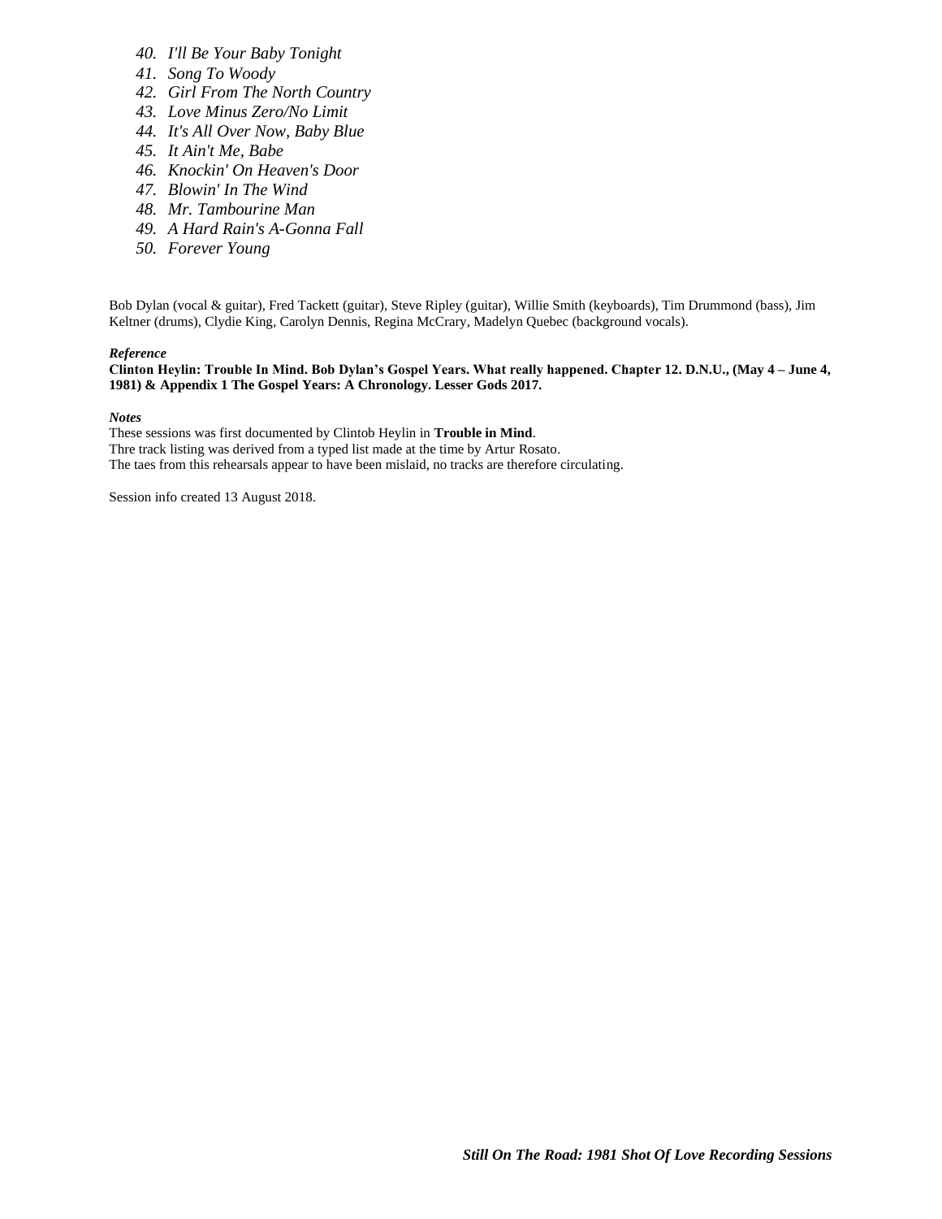40. *I'll Be Your Baby Tonight*
41. *Song To Woody*
42. *Girl From The North Country*
43. *Love Minus Zero/No Limit*
44. *It's All Over Now, Baby Blue*
45. *It Ain't Me, Babe*
46. *Knockin' On Heaven's Door*
47. *Blowin' In The Wind*
48. *Mr. Tambourine Man*
49. *A Hard Rain's A-Gonna Fall*
50. *Forever Young*

Bob Dylan (vocal & guitar), Fred Tackett (guitar), Steve Ripley (guitar), Willie Smith (keyboards), Tim Drummond (bass), Jim Keltner (drums), Clydie King, Carolyn Dennis, Regina McCrary, Madelyn Quebec (background vocals).

***Reference***
**Clinton Heylin: Trouble In Mind. Bob Dylan's Gospel Years. What really happened. Chapter 12. D.N.U., (May 4 – June 4, 1981) & Appendix 1 The Gospel Years: A Chronology. Lesser Gods 2017.**

***Notes***
These sessions was first documented by Clintob Heylin in **Trouble in Mind**.
Thre track listing was derived from a typed list made at the time by Artur Rosato.
The taes from this rehearsals appear to have been mislaid, no tracks are therefore circulating.

Session info created 13 August 2018.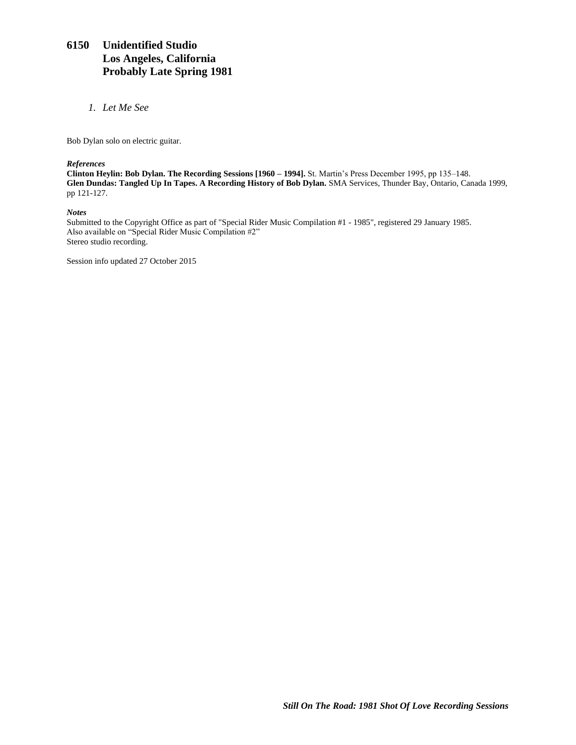# 6150 Unidentified Studio
# Los Angeles, California
# Probably Late Spring 1981

1. *Let Me See*

Bob Dylan solo on electric guitar.

***References***

**Clinton Heylin: Bob Dylan. The Recording Sessions [1960 – 1994].** St. Martin's Press December 1995, pp 135–148.
**Glen Dundas: Tangled Up In Tapes. A Recording History of Bob Dylan.** SMA Services, Thunder Bay, Ontario, Canada 1999, pp 121-127.

***Notes***

Submitted to the Copyright Office as part of "Special Rider Music Compilation #1 - 1985", registered 29 January 1985.
Also available on "Special Rider Music Compilation #2"
Stereo studio recording.

Session info updated 27 October 2015